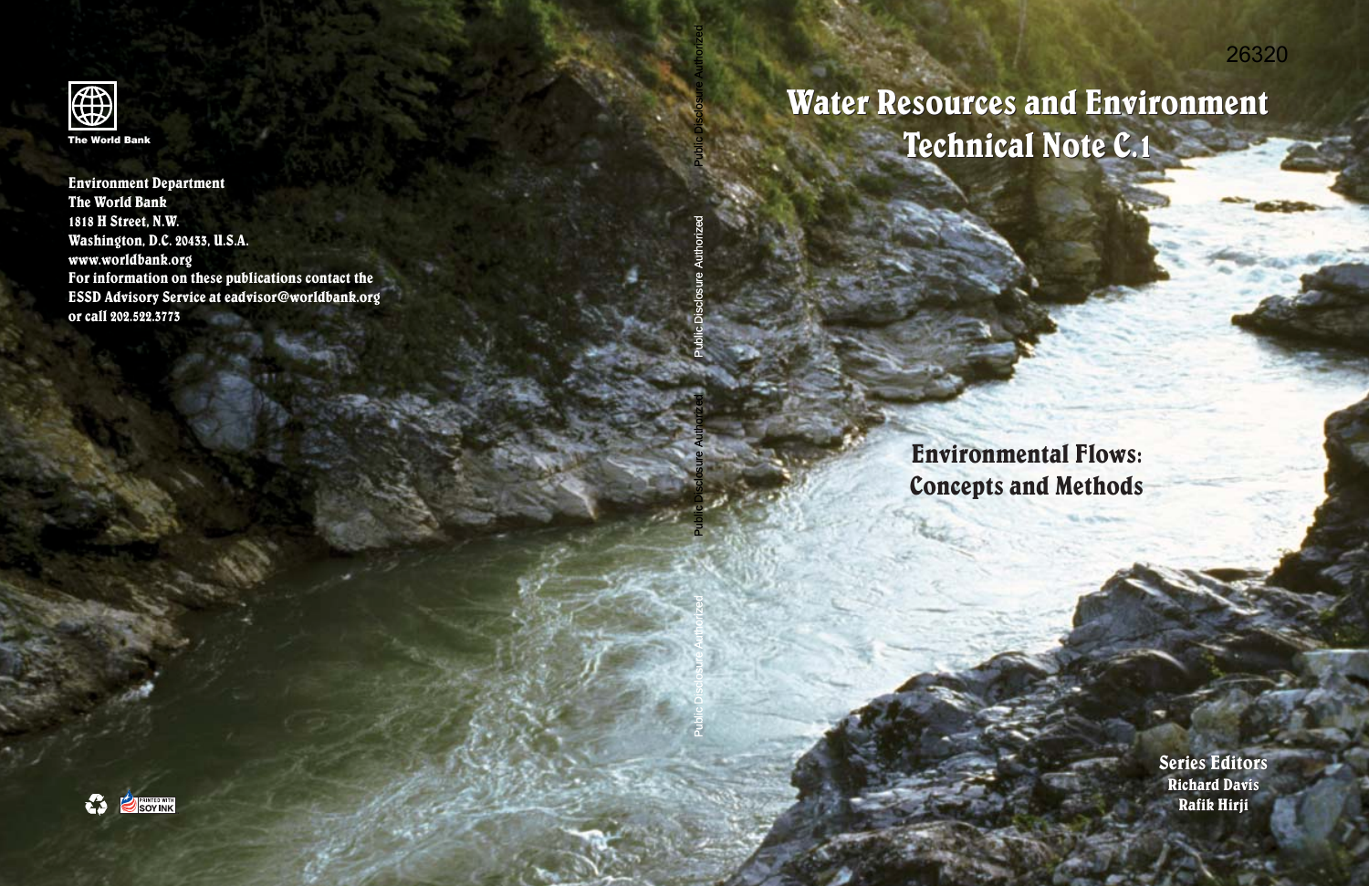26320

The World Bank

**Environment Department**
**The World Bank**
**1818 H Street, N.W.**
**Washington, D.C. 20433, U.S.A.**
**www.worldbank.org**
**For information on these publications contact the ESSD Advisory Service at eadvisor@worldbank.org or call 202.522.3773**

Public Disclosure Authorized

Public Disclosure Authorized

Public Disclosure Authorized

Public Disclosure Authorized

# Water Resources and Environment Technical Note C.1

## Environmental Flows: Concepts and Methods

**Series Editors**
**Richard Davis**
**Rafik Hirji**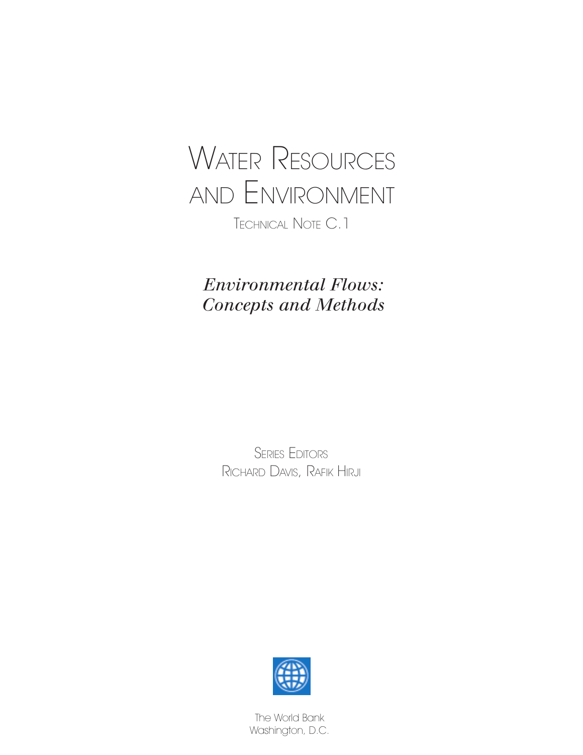# Water Resources and Environment

Technical Note C.1

## *Environmental Flows: Concepts and Methods*

Series Editors

Richard Davis, Rafik Hirji

The World Bank

Washington, D.C.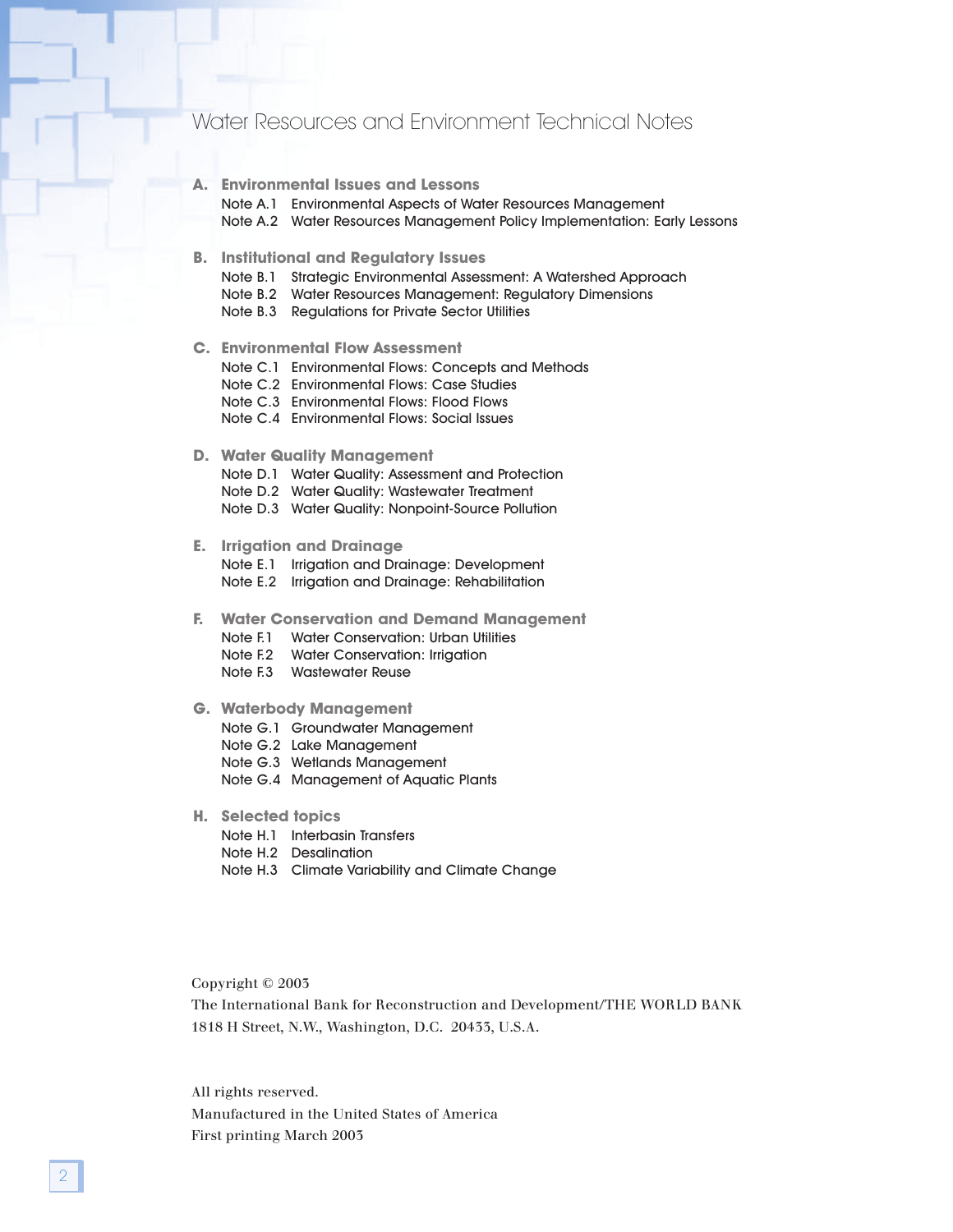# Water Resources and Environment Technical Notes

**A. Environmental Issues and Lessons**

- Note A.1 Environmental Aspects of Water Resources Management
- Note A.2 Water Resources Management Policy Implementation: Early Lessons

**B. Institutional and Regulatory Issues**

- Note B.1 Strategic Environmental Assessment: A Watershed Approach
- Note B.2 Water Resources Management: Regulatory Dimensions
- Note B.3 Regulations for Private Sector Utilities

**C. Environmental Flow Assessment**

- Note C.1 Environmental Flows: Concepts and Methods
- Note C.2 Environmental Flows: Case Studies
- Note C.3 Environmental Flows: Flood Flows
- Note C.4 Environmental Flows: Social Issues

**D. Water Quality Management**

- Note D.1 Water Quality: Assessment and Protection
- Note D.2 Water Quality: Wastewater Treatment
- Note D.3 Water Quality: Nonpoint-Source Pollution

**E. Irrigation and Drainage**

- Note E.1 Irrigation and Drainage: Development
- Note E.2 Irrigation and Drainage: Rehabilitation

**F. Water Conservation and Demand Management**

- Note F.1 Water Conservation: Urban Utilities
- Note F.2 Water Conservation: Irrigation
- Note F.3 Wastewater Reuse

**G. Waterbody Management**

- Note G.1 Groundwater Management
- Note G.2 Lake Management
- Note G.3 Wetlands Management
- Note G.4 Management of Aquatic Plants

**H. Selected topics**

- Note H.1 Interbasin Transfers
- Note H.2 Desalination
- Note H.3 Climate Variability and Climate Change

Copyright © 2003
The International Bank for Reconstruction and Development/THE WORLD BANK
1818 H Street, N.W., Washington, D.C. 20433, U.S.A.

All rights reserved.
Manufactured in the United States of America
First printing March 2003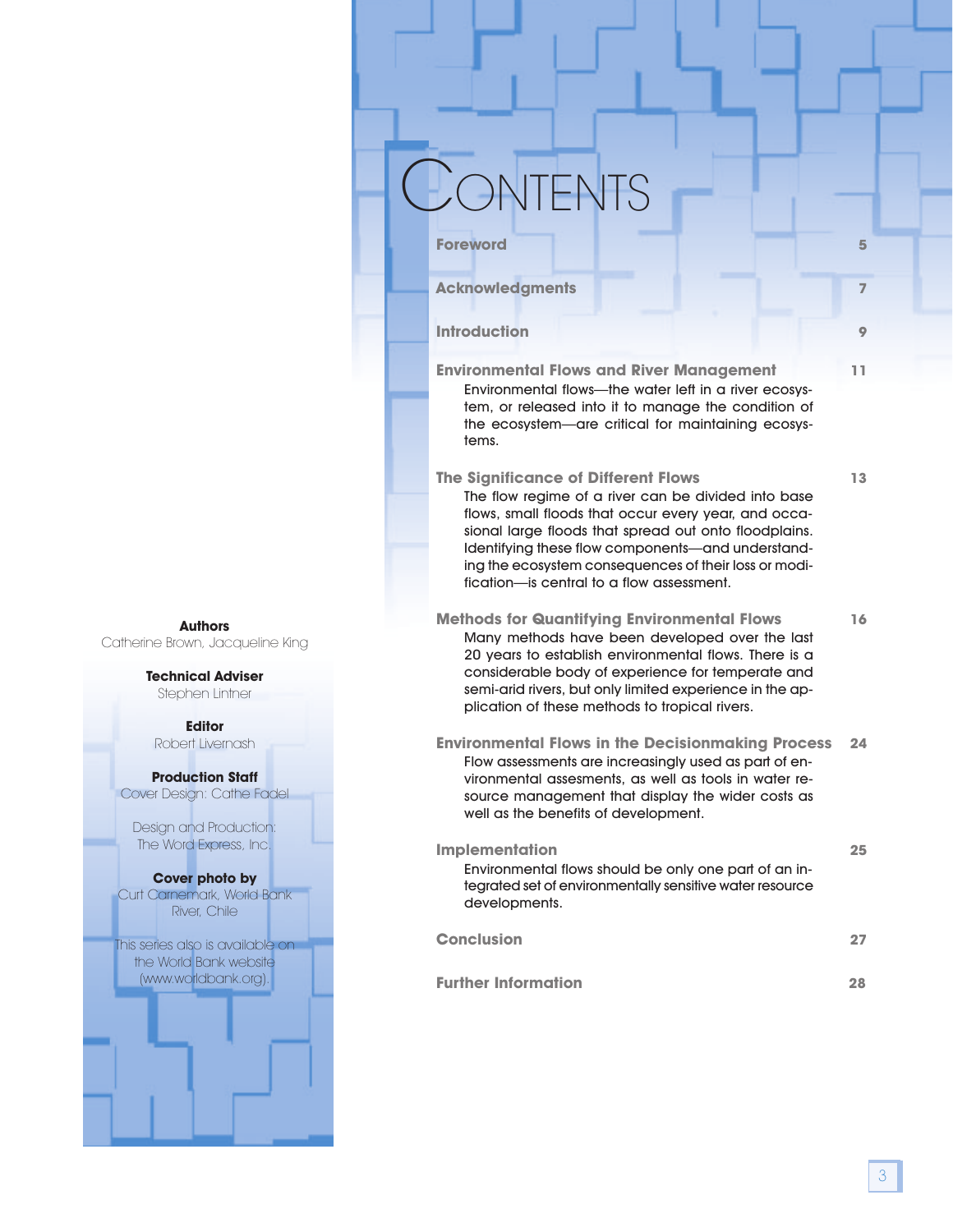**Authors**
Catherine Brown, Jacqueline King

**Technical Adviser**
Stephen Lintner

**Editor**
Robert Livernash

**Production Staff**
Cover Design: Cathe Fadel

Design and Production:
The Word Express, Inc.

**Cover photo by**
Curt Carnemark, World Bank
River, Chile

This series also is available on the World Bank website (www.worldbank.org).

# CONTENTS

**Foreword** 5

**Acknowledgments** 7

**Introduction** 9

**Environmental Flows and River Management** 11

Environmental flows—the water left in a river ecosystem, or released into it to manage the condition of the ecosystem—are critical for maintaining ecosystems.

**The Significance of Different Flows** 13

The flow regime of a river can be divided into base flows, small floods that occur every year, and occasional large floods that spread out onto floodplains. Identifying these flow components—and understanding the ecosystem consequences of their loss or modification—is central to a flow assessment.

**Methods for Quantifying Environmental Flows** 16

Many methods have been developed over the last 20 years to establish environmental flows. There is a considerable body of experience for temperate and semi-arid rivers, but only limited experience in the application of these methods to tropical rivers.

**Environmental Flows in the Decisionmaking Process** 24

Flow assessments are increasingly used as part of environmental assesments, as well as tools in water resource management that display the wider costs as well as the benefits of development.

**Implementation** 25

Environmental flows should be only one part of an integrated set of environmentally sensitive water resource developments.

**Conclusion** 27

**Further Information** 28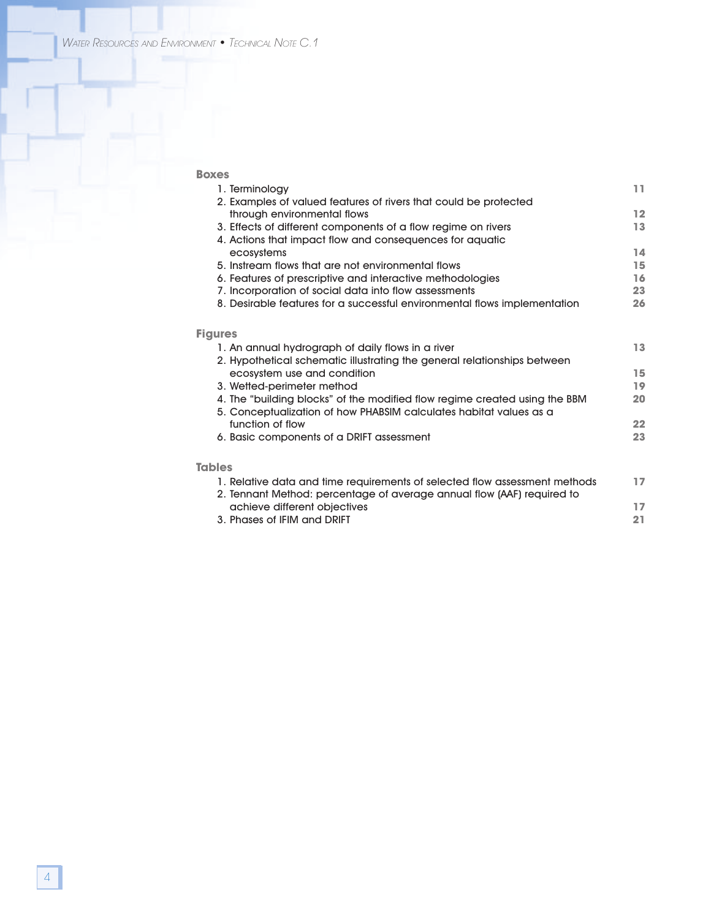## Boxes

1. Terminology 11
2. Examples of valued features of rivers that could be protected through environmental flows 12
3. Effects of different components of a flow regime on rivers 13
4. Actions that impact flow and consequences for aquatic ecosystems 14
5. Instream flows that are not environmental flows 15
6. Features of prescriptive and interactive methodologies 16
7. Incorporation of social data into flow assessments 23
8. Desirable features for a successful environmental flows implementation 26

## Figures

1. An annual hydrograph of daily flows in a river 13
2. Hypothetical schematic illustrating the general relationships between ecosystem use and condition 15
3. Wetted-perimeter method 19
4. The "building blocks" of the modified flow regime created using the BBM 20
5. Conceptualization of how PHABSIM calculates habitat values as a function of flow 22
6. Basic components of a DRIFT assessment 23

## Tables

1. Relative data and time requirements of selected flow assessment methods 17
2. Tennant Method: percentage of average annual flow (AAF) required to achieve different objectives 17
3. Phases of IFIM and DRIFT 21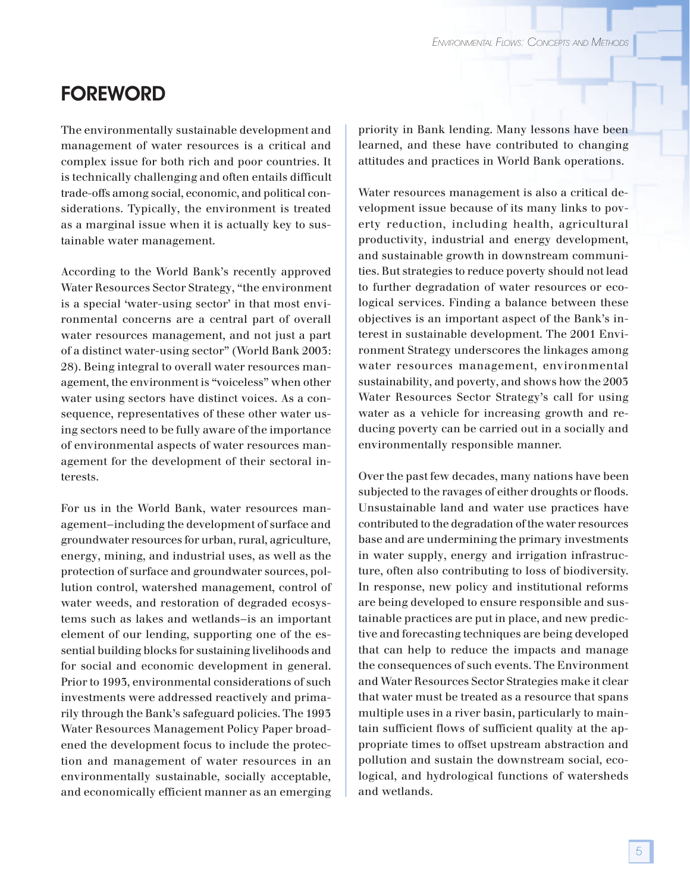# FOREWORD

The environmentally sustainable development and management of water resources is a critical and complex issue for both rich and poor countries. It is technically challenging and often entails difficult trade-offs among social, economic, and political considerations. Typically, the environment is treated as a marginal issue when it is actually key to sustainable water management.

According to the World Bank's recently approved Water Resources Sector Strategy, "the environment is a special 'water-using sector' in that most environmental concerns are a central part of overall water resources management, and not just a part of a distinct water-using sector" (World Bank 2003: 28). Being integral to overall water resources management, the environment is "voiceless" when other water using sectors have distinct voices. As a consequence, representatives of these other water using sectors need to be fully aware of the importance of environmental aspects of water resources management for the development of their sectoral interests.

For us in the World Bank, water resources management–including the development of surface and groundwater resources for urban, rural, agriculture, energy, mining, and industrial uses, as well as the protection of surface and groundwater sources, pollution control, watershed management, control of water weeds, and restoration of degraded ecosystems such as lakes and wetlands–is an important element of our lending, supporting one of the essential building blocks for sustaining livelihoods and for social and economic development in general. Prior to 1993, environmental considerations of such investments were addressed reactively and primarily through the Bank's safeguard policies. The 1993 Water Resources Management Policy Paper broadened the development focus to include the protection and management of water resources in an environmentally sustainable, socially acceptable, and economically efficient manner as an emerging priority in Bank lending. Many lessons have been learned, and these have contributed to changing attitudes and practices in World Bank operations.

Water resources management is also a critical development issue because of its many links to poverty reduction, including health, agricultural productivity, industrial and energy development, and sustainable growth in downstream communities. But strategies to reduce poverty should not lead to further degradation of water resources or ecological services. Finding a balance between these objectives is an important aspect of the Bank's interest in sustainable development. The 2001 Environment Strategy underscores the linkages among water resources management, environmental sustainability, and poverty, and shows how the 2003 Water Resources Sector Strategy's call for using water as a vehicle for increasing growth and reducing poverty can be carried out in a socially and environmentally responsible manner.

Over the past few decades, many nations have been subjected to the ravages of either droughts or floods. Unsustainable land and water use practices have contributed to the degradation of the water resources base and are undermining the primary investments in water supply, energy and irrigation infrastructure, often also contributing to loss of biodiversity. In response, new policy and institutional reforms are being developed to ensure responsible and sustainable practices are put in place, and new predictive and forecasting techniques are being developed that can help to reduce the impacts and manage the consequences of such events. The Environment and Water Resources Sector Strategies make it clear that water must be treated as a resource that spans multiple uses in a river basin, particularly to maintain sufficient flows of sufficient quality at the appropriate times to offset upstream abstraction and pollution and sustain the downstream social, ecological, and hydrological functions of watersheds and wetlands.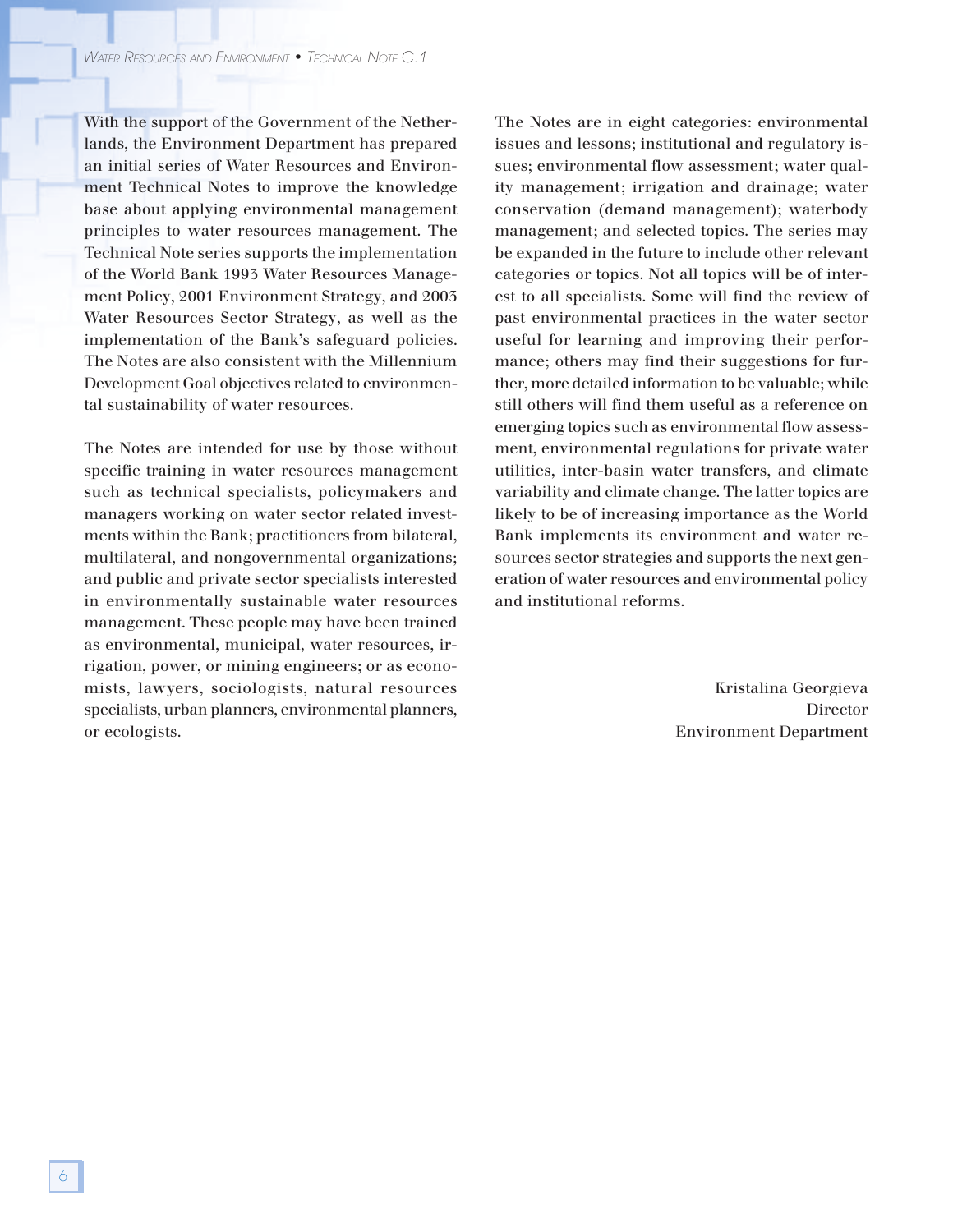With the support of the Government of the Netherlands, the Environment Department has prepared an initial series of Water Resources and Environment Technical Notes to improve the knowledge base about applying environmental management principles to water resources management. The Technical Note series supports the implementation of the World Bank 1993 Water Resources Management Policy, 2001 Environment Strategy, and 2003 Water Resources Sector Strategy, as well as the implementation of the Bank's safeguard policies. The Notes are also consistent with the Millennium Development Goal objectives related to environmental sustainability of water resources.

The Notes are intended for use by those without specific training in water resources management such as technical specialists, policymakers and managers working on water sector related investments within the Bank; practitioners from bilateral, multilateral, and nongovernmental organizations; and public and private sector specialists interested in environmentally sustainable water resources management. These people may have been trained as environmental, municipal, water resources, irrigation, power, or mining engineers; or as economists, lawyers, sociologists, natural resources specialists, urban planners, environmental planners, or ecologists.

The Notes are in eight categories: environmental issues and lessons; institutional and regulatory issues; environmental flow assessment; water quality management; irrigation and drainage; water conservation (demand management); waterbody management; and selected topics. The series may be expanded in the future to include other relevant categories or topics. Not all topics will be of interest to all specialists. Some will find the review of past environmental practices in the water sector useful for learning and improving their performance; others may find their suggestions for further, more detailed information to be valuable; while still others will find them useful as a reference on emerging topics such as environmental flow assessment, environmental regulations for private water utilities, inter-basin water transfers, and climate variability and climate change. The latter topics are likely to be of increasing importance as the World Bank implements its environment and water resources sector strategies and supports the next generation of water resources and environmental policy and institutional reforms.

Kristalina Georgieva
Director
Environment Department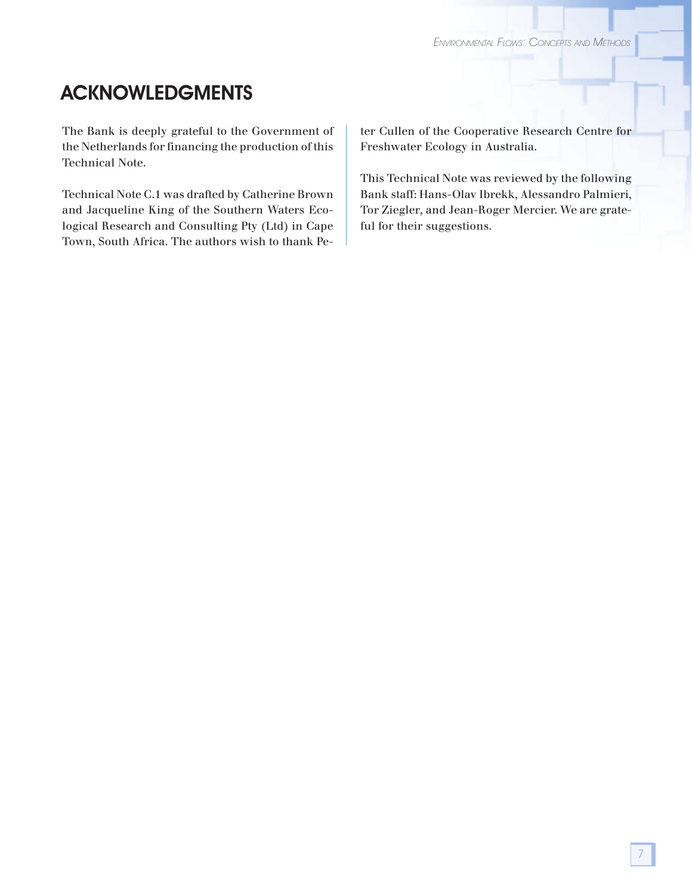# ACKNOWLEDGMENTS

The Bank is deeply grateful to the Government of the Netherlands for financing the production of this Technical Note.

Technical Note C.1 was drafted by Catherine Brown and Jacqueline King of the Southern Waters Ecological Research and Consulting Pty (Ltd) in Cape Town, South Africa. The authors wish to thank Peter Cullen of the Cooperative Research Centre for Freshwater Ecology in Australia.

This Technical Note was reviewed by the following Bank staff: Hans-Olav Ibrekk, Alessandro Palmieri, Tor Ziegler, and Jean-Roger Mercier. We are grateful for their suggestions.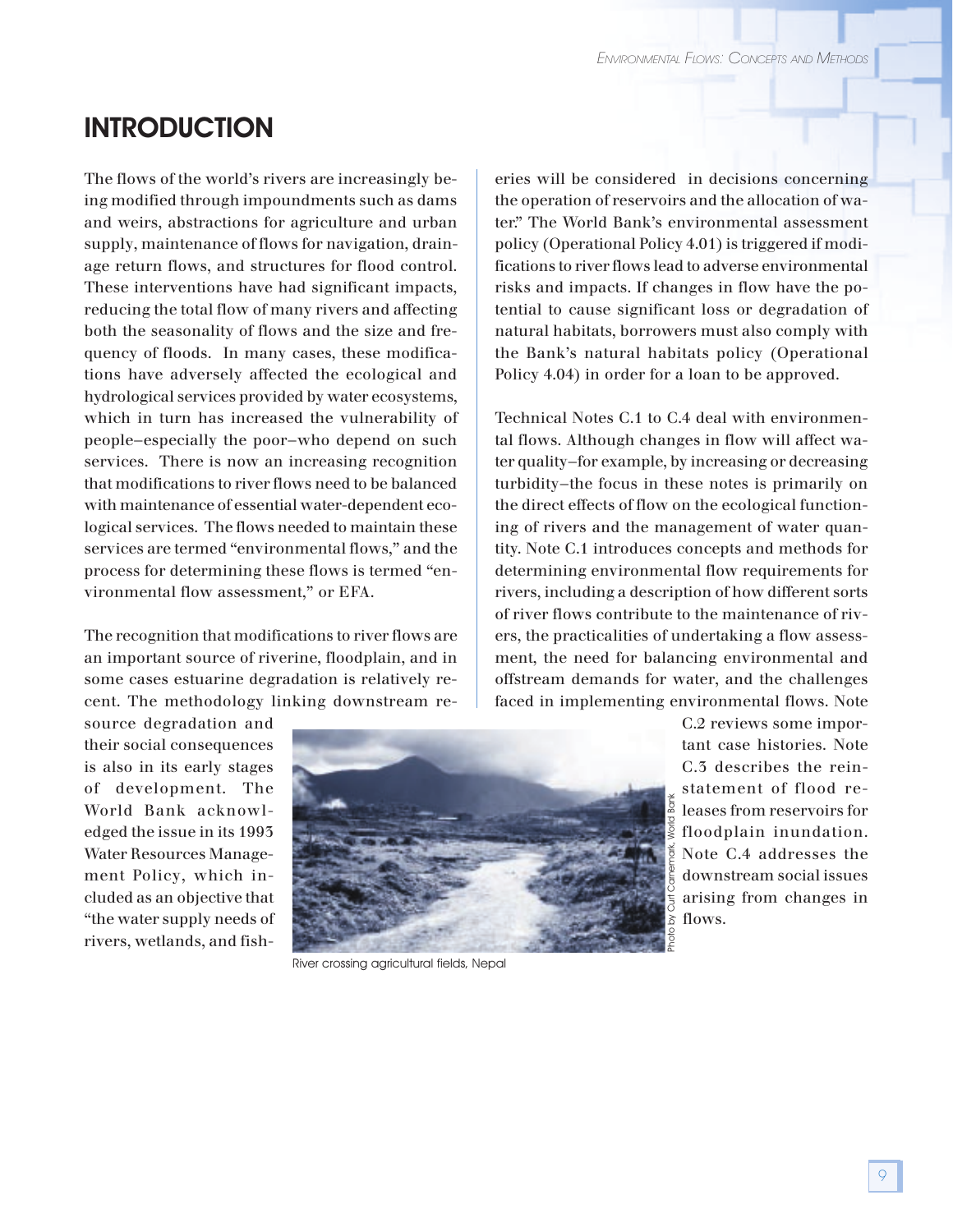# INTRODUCTION

The flows of the world's rivers are increasingly being modified through impoundments such as dams and weirs, abstractions for agriculture and urban supply, maintenance of flows for navigation, drainage return flows, and structures for flood control. These interventions have had significant impacts, reducing the total flow of many rivers and affecting both the seasonality of flows and the size and frequency of floods. In many cases, these modifications have adversely affected the ecological and hydrological services provided by water ecosystems, which in turn has increased the vulnerability of people–especially the poor–who depend on such services. There is now an increasing recognition that modifications to river flows need to be balanced with maintenance of essential water-dependent ecological services. The flows needed to maintain these services are termed "environmental flows," and the process for determining these flows is termed "environmental flow assessment," or EFA.

The recognition that modifications to river flows are an important source of riverine, floodplain, and in some cases estuarine degradation is relatively recent. The methodology linking downstream resource degradation and their social consequences is also in its early stages of development. The World Bank acknowledged the issue in its 1993 Water Resources Management Policy, which included as an objective that "the water supply needs of rivers, wetlands, and fisheries will be considered in decisions concerning the operation of reservoirs and the allocation of water." The World Bank's environmental assessment policy (Operational Policy 4.01) is triggered if modifications to river flows lead to adverse environmental risks and impacts. If changes in flow have the potential to cause significant loss or degradation of natural habitats, borrowers must also comply with the Bank's natural habitats policy (Operational Policy 4.04) in order for a loan to be approved.

Technical Notes C.1 to C.4 deal with environmental flows. Although changes in flow will affect water quality–for example, by increasing or decreasing turbidity–the focus in these notes is primarily on the direct effects of flow on the ecological functioning of rivers and the management of water quantity. Note C.1 introduces concepts and methods for determining environmental flow requirements for rivers, including a description of how different sorts of river flows contribute to the maintenance of rivers, the practicalities of undertaking a flow assessment, the need for balancing environmental and offstream demands for water, and the challenges faced in implementing environmental flows. Note C.2 reviews some important case histories. Note C.3 describes the reinstatement of flood releases from reservoirs for floodplain inundation. Note C.4 addresses the downstream social issues arising from changes in flows.

Photo by Curt Carnemark, World Bank

River crossing agricultural fields, Nepal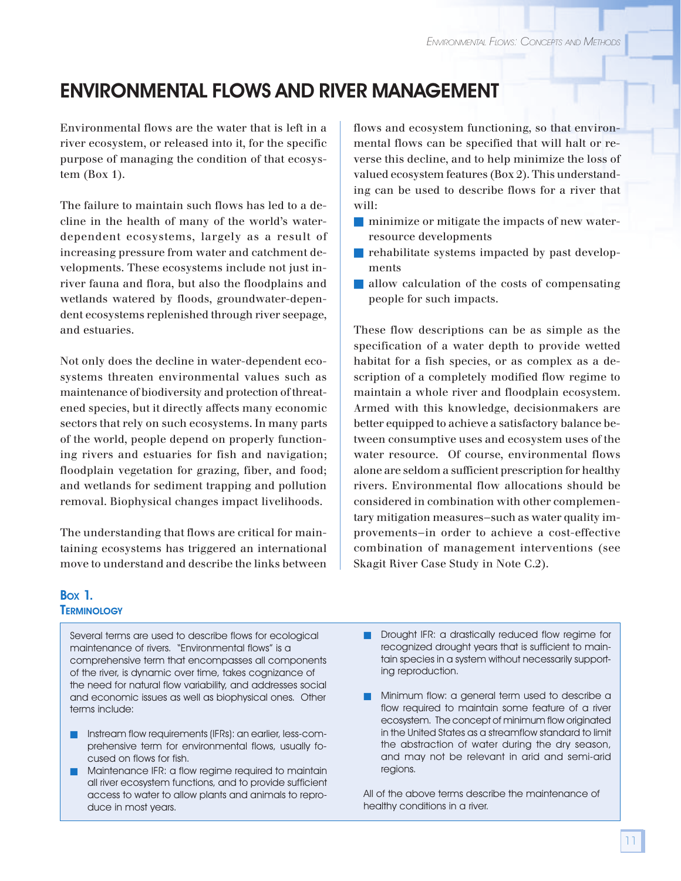# ENVIRONMENTAL FLOWS AND RIVER MANAGEMENT

Environmental flows are the water that is left in a river ecosystem, or released into it, for the specific purpose of managing the condition of that ecosystem (Box 1).

The failure to maintain such flows has led to a decline in the health of many of the world's water-dependent ecosystems, largely as a result of increasing pressure from water and catchment developments. These ecosystems include not just in-river fauna and flora, but also the floodplains and wetlands watered by floods, groundwater-dependent ecosystems replenished through river seepage, and estuaries.

Not only does the decline in water-dependent ecosystems threaten environmental values such as maintenance of biodiversity and protection of threatened species, but it directly affects many economic sectors that rely on such ecosystems. In many parts of the world, people depend on properly functioning rivers and estuaries for fish and navigation; floodplain vegetation for grazing, fiber, and food; and wetlands for sediment trapping and pollution removal. Biophysical changes impact livelihoods.

The understanding that flows are critical for maintaining ecosystems has triggered an international move to understand and describe the links between flows and ecosystem functioning, so that environmental flows can be specified that will halt or reverse this decline, and to help minimize the loss of valued ecosystem features (Box 2). This understanding can be used to describe flows for a river that will:

- minimize or mitigate the impacts of new water-resource developments
- rehabilitate systems impacted by past developments
- allow calculation of the costs of compensating people for such impacts.

These flow descriptions can be as simple as the specification of a water depth to provide wetted habitat for a fish species, or as complex as a description of a completely modified flow regime to maintain a whole river and floodplain ecosystem. Armed with this knowledge, decisionmakers are better equipped to achieve a satisfactory balance between consumptive uses and ecosystem uses of the water resource. Of course, environmental flows alone are seldom a sufficient prescription for healthy rivers. Environmental flow allocations should be considered in combination with other complementary mitigation measures–such as water quality improvements–in order to achieve a cost-effective combination of management interventions (see Skagit River Case Study in Note C.2).

### Box 1.
### Terminology

Several terms are used to describe flows for ecological maintenance of rivers. "Environmental flows" is a comprehensive term that encompasses all components of the river, is dynamic over time, takes cognizance of the need for natural flow variability, and addresses social and economic issues as well as biophysical ones. Other terms include:

- Instream flow requirements (IFRs): an earlier, less-comprehensive term for environmental flows, usually focused on flows for fish.
- Maintenance IFR: a flow regime required to maintain all river ecosystem functions, and to provide sufficient access to water to allow plants and animals to reproduce in most years.
- Drought IFR: a drastically reduced flow regime for recognized drought years that is sufficient to maintain species in a system without necessarily supporting reproduction.
- Minimum flow: a general term used to describe a flow required to maintain some feature of a river ecosystem. The concept of minimum flow originated in the United States as a streamflow standard to limit the abstraction of water during the dry season, and may not be relevant in arid and semi-arid regions.

All of the above terms describe the maintenance of healthy conditions in a river.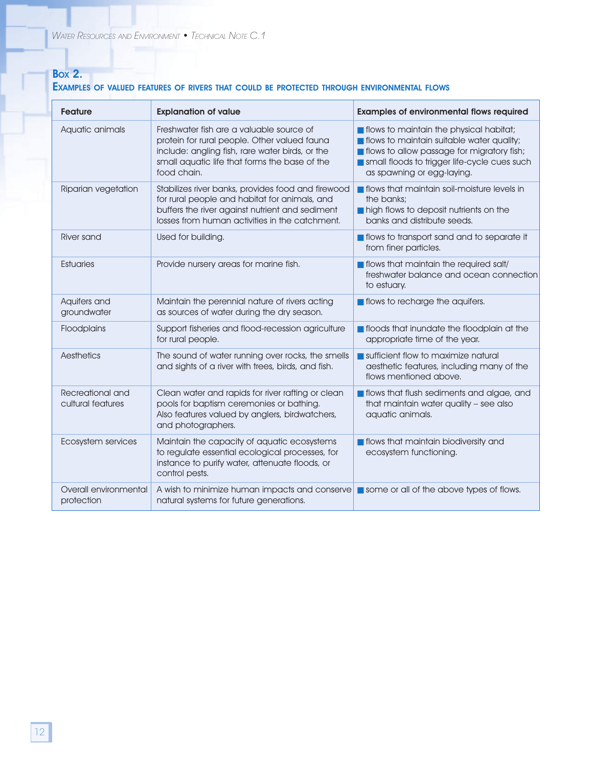## Box 2.
### Examples of valued features of rivers that could be protected through environmental flows

| Feature | Explanation of value | Examples of environmental flows required |
|---|---|---|
| Aquatic animals | Freshwater fish are a valuable source of protein for rural people. Other valued fauna include: angling fish, rare water birds, or the small aquatic life that forms the base of the food chain. | ■ flows to maintain the physical habitat;<br>■ flows to maintain suitable water quality;<br>■ flows to allow passage for migratory fish;<br>■ small floods to trigger life-cycle cues such as spawning or egg-laying. |
| Riparian vegetation | Stabilizes river banks, provides food and firewood for rural people and habitat for animals, and buffers the river against nutrient and sediment losses from human activities in the catchment. | ■ flows that maintain soil-moisture levels in the banks;<br>■ high flows to deposit nutrients on the banks and distribute seeds. |
| River sand | Used for building. | ■ flows to transport sand and to separate it from finer particles. |
| Estuaries | Provide nursery areas for marine fish. | ■ flows that maintain the required salt/ freshwater balance and ocean connection to estuary. |
| Aquifers and groundwater | Maintain the perennial nature of rivers acting as sources of water during the dry season. | ■ flows to recharge the aquifers. |
| Floodplains | Support fisheries and flood-recession agriculture for rural people. | ■ floods that inundate the floodplain at the appropriate time of the year. |
| Aesthetics | The sound of water running over rocks, the smells and sights of a river with trees, birds, and fish. | ■ sufficient flow to maximize natural aesthetic features, including many of the flows mentioned above. |
| Recreational and cultural features | Clean water and rapids for river rafting or clean pools for baptism ceremonies or bathing. Also features valued by anglers, birdwatchers, and photographers. | ■ flows that flush sediments and algae, and that maintain water quality – see also aquatic animals. |
| Ecosystem services | Maintain the capacity of aquatic ecosystems to regulate essential ecological processes, for instance to purify water, attenuate floods, or control pests. | ■ flows that maintain biodiversity and ecosystem functioning. |
| Overall environmental protection | A wish to minimize human impacts and conserve natural systems for future generations. | ■ some or all of the above types of flows. |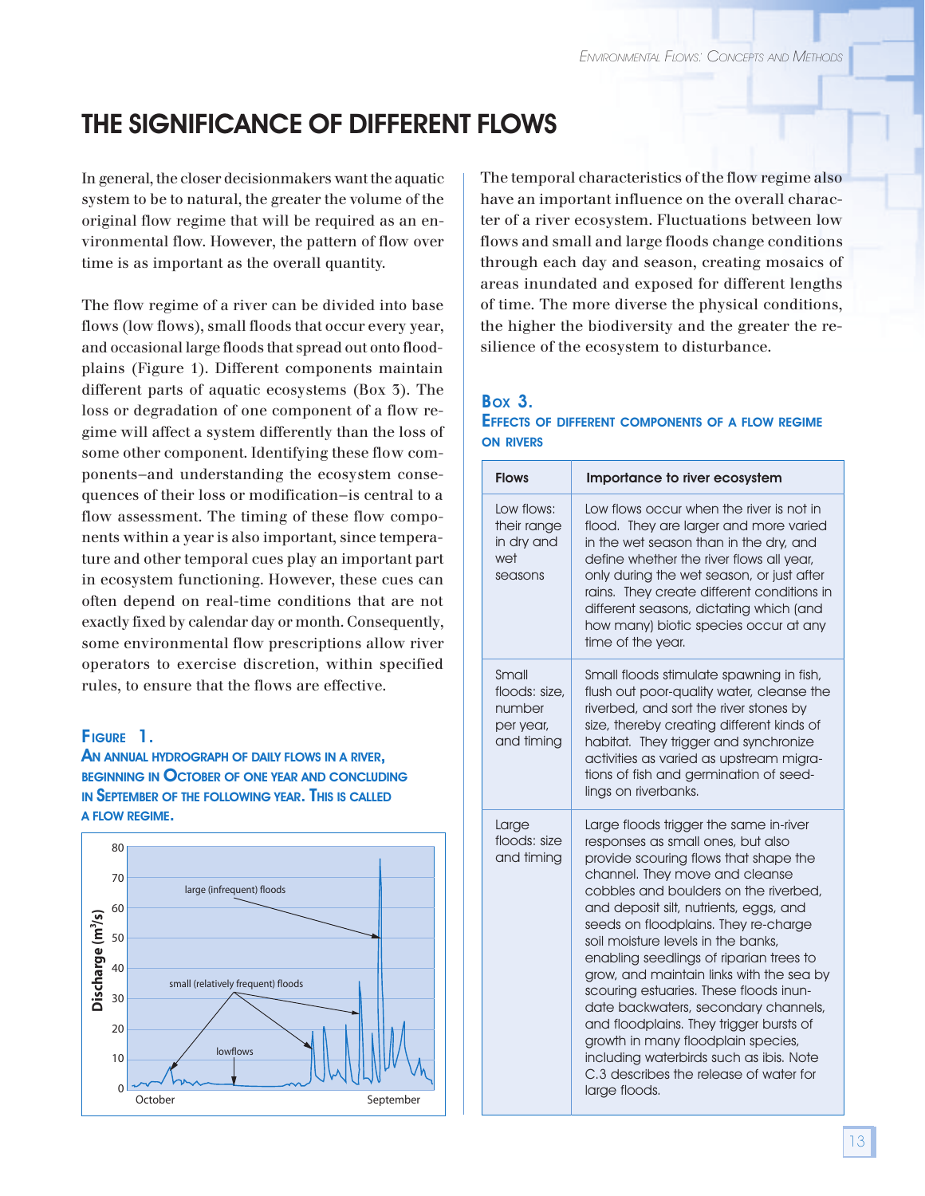# THE SIGNIFICANCE OF DIFFERENT FLOWS

In general, the closer decisionmakers want the aquatic system to be to natural, the greater the volume of the original flow regime that will be required as an environmental flow. However, the pattern of flow over time is as important as the overall quantity.

The flow regime of a river can be divided into base flows (low flows), small floods that occur every year, and occasional large floods that spread out onto floodplains (Figure 1). Different components maintain different parts of aquatic ecosystems (Box 3). The loss or degradation of one component of a flow regime will affect a system differently than the loss of some other component. Identifying these flow components–and understanding the ecosystem consequences of their loss or modification–is central to a flow assessment. The timing of these flow components within a year is also important, since temperature and other temporal cues play an important part in ecosystem functioning. However, these cues can often depend on real-time conditions that are not exactly fixed by calendar day or month. Consequently, some environmental flow prescriptions allow river operators to exercise discretion, within specified rules, to ensure that the flows are effective.

**FIGURE 1.**
**AN ANNUAL HYDROGRAPH OF DAILY FLOWS IN A RIVER, BEGINNING IN OCTOBER OF ONE YEAR AND CONCLUDING IN SEPTEMBER OF THE FOLLOWING YEAR. THIS IS CALLED A FLOW REGIME.**

The temporal characteristics of the flow regime also have an important influence on the overall character of a river ecosystem. Fluctuations between low flows and small and large floods change conditions through each day and season, creating mosaics of areas inundated and exposed for different lengths of time. The more diverse the physical conditions, the higher the biodiversity and the greater the resilience of the ecosystem to disturbance.

**BOX 3.**
**EFFECTS OF DIFFERENT COMPONENTS OF A FLOW REGIME ON RIVERS**

| Flows | Importance to river ecosystem |
|---|---|
| Low flows: their range in dry and wet seasons | Low flows occur when the river is not in flood. They are larger and more varied in the wet season than in the dry, and define whether the river flows all year, only during the wet season, or just after rains. They create different conditions in different seasons, dictating which (and how many) biotic species occur at any time of the year. |
| Small floods: size, number per year, and timing | Small floods stimulate spawning in fish, flush out poor-quality water, cleanse the riverbed, and sort the river stones by size, thereby creating different kinds of habitat. They trigger and synchronize activities as varied as upstream migrations of fish and germination of seedlings on riverbanks. |
| Large floods: size and timing | Large floods trigger the same in-river responses as small ones, but also provide scouring flows that shape the channel. They move and cleanse cobbles and boulders on the riverbed, and deposit silt, nutrients, eggs, and seeds on floodplains. They re-charge soil moisture levels in the banks, enabling seedlings of riparian trees to grow, and maintain links with the sea by scouring estuaries. These floods inundate backwaters, secondary channels, and floodplains. They trigger bursts of growth in many floodplain species, including waterbirds such as ibis. Note C.3 describes the release of water for large floods. |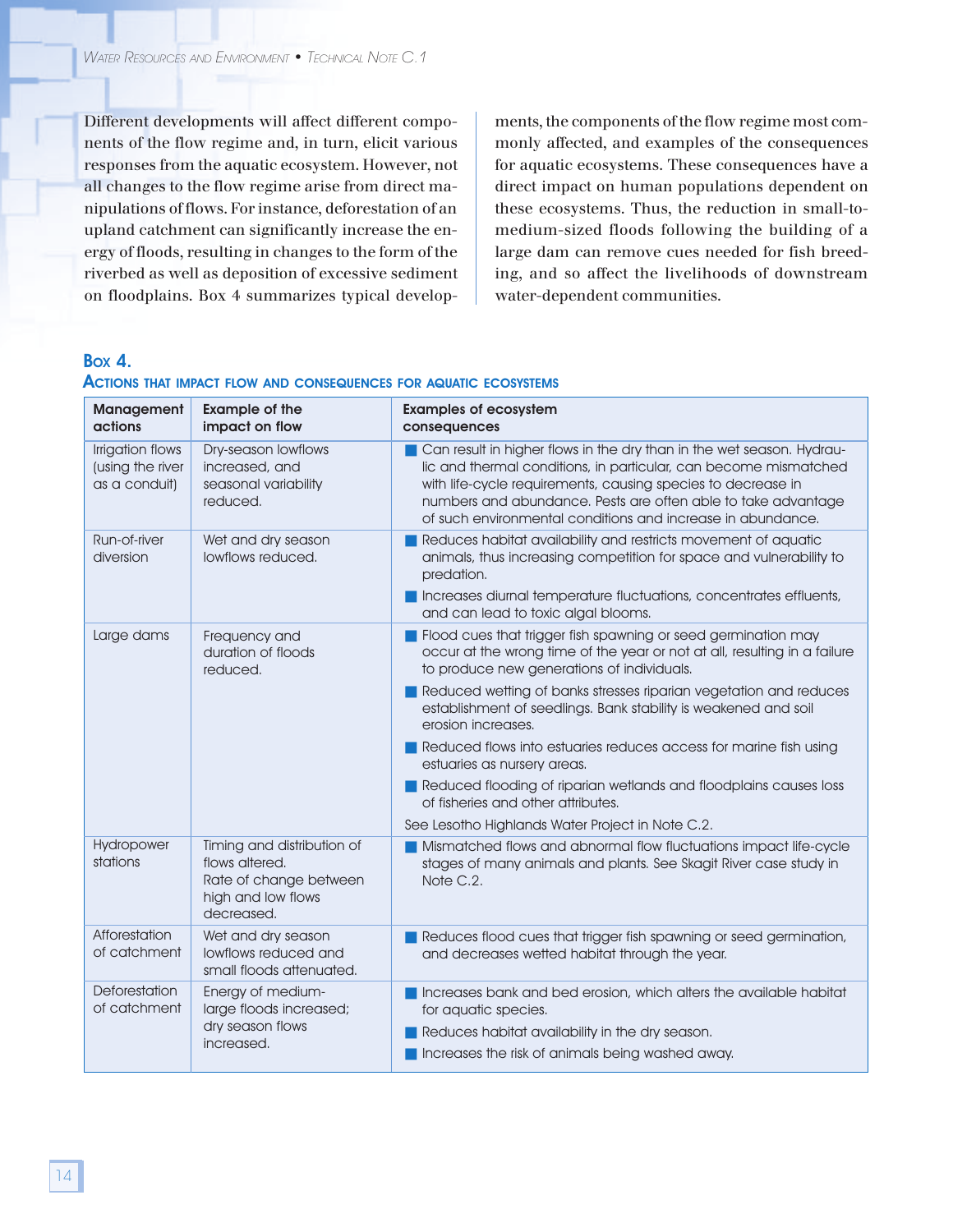Different developments will affect different components of the flow regime and, in turn, elicit various responses from the aquatic ecosystem. However, not all changes to the flow regime arise from direct manipulations of flows. For instance, deforestation of an upland catchment can significantly increase the energy of floods, resulting in changes to the form of the riverbed as well as deposition of excessive sediment on floodplains. Box 4 summarizes typical developments, the components of the flow regime most commonly affected, and examples of the consequences for aquatic ecosystems. These consequences have a direct impact on human populations dependent on these ecosystems. Thus, the reduction in small-to-medium-sized floods following the building of a large dam can remove cues needed for fish breeding, and so affect the livelihoods of downstream water-dependent communities.

### Box 4.
### Actions that impact flow and consequences for aquatic ecosystems

| Management actions | Example of the impact on flow | Examples of ecosystem consequences |
|---|---|---|
| Irrigation flows (using the river as a conduit) | Dry-season lowflows increased, and seasonal variability reduced. | ■ Can result in higher flows in the dry than in the wet season. Hydraulic and thermal conditions, in particular, can become mismatched with life-cycle requirements, causing species to decrease in numbers and abundance. Pests are often able to take advantage of such environmental conditions and increase in abundance. |
| Run-of-river diversion | Wet and dry season lowflows reduced. | ■ Reduces habitat availability and restricts movement of aquatic animals, thus increasing competition for space and vulnerability to predation.<br>■ Increases diurnal temperature fluctuations, concentrates effluents, and can lead to toxic algal blooms. |
| Large dams | Frequency and duration of floods reduced. | ■ Flood cues that trigger fish spawning or seed germination may occur at the wrong time of the year or not at all, resulting in a failure to produce new generations of individuals.<br>■ Reduced wetting of banks stresses riparian vegetation and reduces establishment of seedlings. Bank stability is weakened and soil erosion increases.<br>■ Reduced flows into estuaries reduces access for marine fish using estuaries as nursery areas.<br>■ Reduced flooding of riparian wetlands and floodplains causes loss of fisheries and other attributes.<br>See Lesotho Highlands Water Project in Note C.2. |
| Hydropower stations | Timing and distribution of flows altered. Rate of change between high and low flows decreased. | ■ Mismatched flows and abnormal flow fluctuations impact life-cycle stages of many animals and plants. See Skagit River case study in Note C.2. |
| Afforestation of catchment | Wet and dry season lowflows reduced and small floods attenuated. | ■ Reduces flood cues that trigger fish spawning or seed germination, and decreases wetted habitat through the year. |
| Deforestation of catchment | Energy of medium-large floods increased; dry season flows increased. | ■ Increases bank and bed erosion, which alters the available habitat for aquatic species.<br>■ Reduces habitat availability in the dry season.<br>■ Increases the risk of animals being washed away. |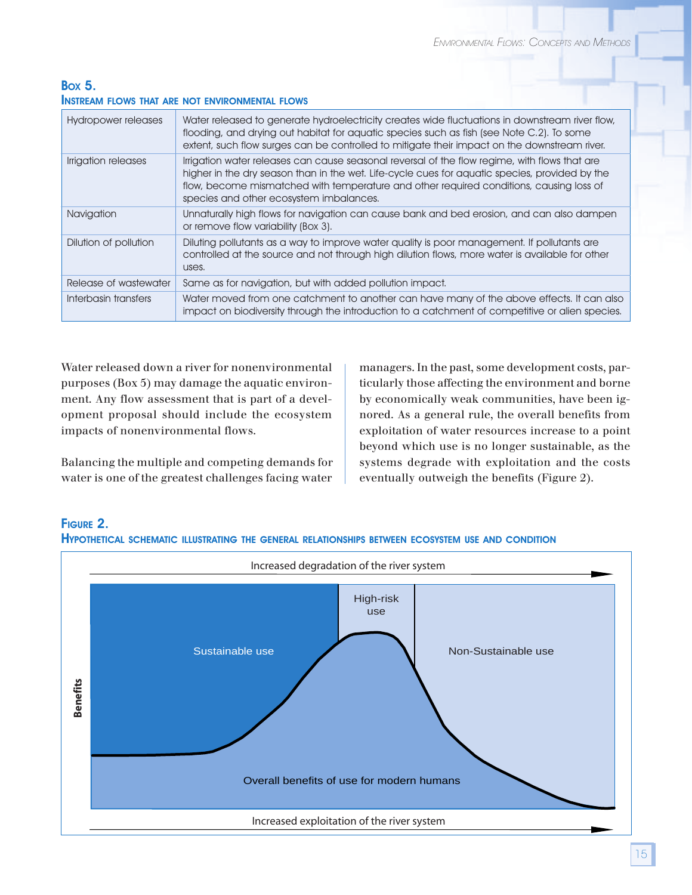## Box 5.

### Instream flows that are not environmental flows

| | |
|---|---|
| Hydropower releases | Water released to generate hydroelectricity creates wide fluctuations in downstream river flow, flooding, and drying out habitat for aquatic species such as fish (see Note C.2). To some extent, such flow surges can be controlled to mitigate their impact on the downstream river. |
| Irrigation releases | Irrigation water releases can cause seasonal reversal of the flow regime, with flows that are higher in the dry season than in the wet. Life-cycle cues for aquatic species, provided by the flow, become mismatched with temperature and other required conditions, causing loss of species and other ecosystem imbalances. |
| Navigation | Unnaturally high flows for navigation can cause bank and bed erosion, and can also dampen or remove flow variability (Box 3). |
| Dilution of pollution | Diluting pollutants as a way to improve water quality is poor management. If pollutants are controlled at the source and not through high dilution flows, more water is available for other uses. |
| Release of wastewater | Same as for navigation, but with added pollution impact. |
| Interbasin transfers | Water moved from one catchment to another can have many of the above effects. It can also impact on biodiversity through the introduction to a catchment of competitive or alien species. |

Water released down a river for nonenvironmental purposes (Box 5) may damage the aquatic environment. Any flow assessment that is part of a development proposal should include the ecosystem impacts of nonenvironmental flows.

Balancing the multiple and competing demands for water is one of the greatest challenges facing water managers. In the past, some development costs, particularly those affecting the environment and borne by economically weak communities, have been ignored. As a general rule, the overall benefits from exploitation of water resources increase to a point beyond which use is no longer sustainable, as the systems degrade with exploitation and the costs eventually outweigh the benefits (Figure 2).

## Figure 2.

### Hypothetical schematic illustrating the general relationships between ecosystem use and condition

Increased degradation of the river system

Sustainable use | High-risk use | Non-Sustainable use

Benefits

Overall benefits of use for modern humans

Increased exploitation of the river system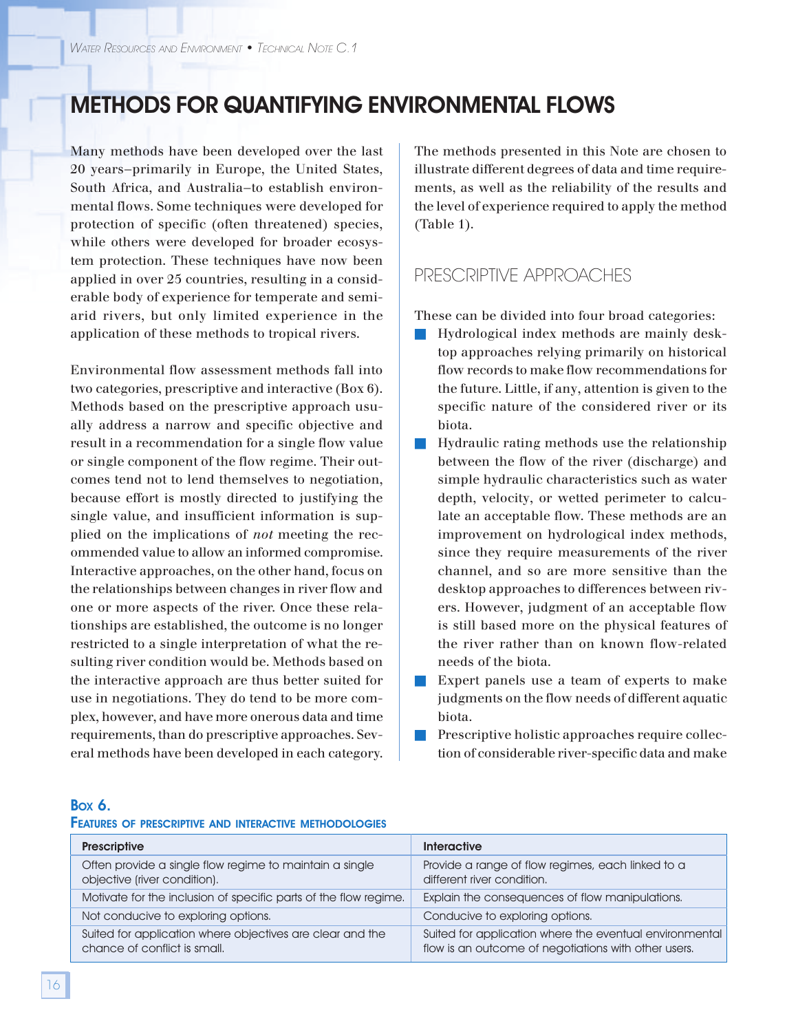# METHODS FOR QUANTIFYING ENVIRONMENTAL FLOWS

Many methods have been developed over the last 20 years–primarily in Europe, the United States, South Africa, and Australia–to establish environmental flows. Some techniques were developed for protection of specific (often threatened) species, while others were developed for broader ecosystem protection. These techniques have now been applied in over 25 countries, resulting in a considerable body of experience for temperate and semi-arid rivers, but only limited experience in the application of these methods to tropical rivers.

Environmental flow assessment methods fall into two categories, prescriptive and interactive (Box 6). Methods based on the prescriptive approach usually address a narrow and specific objective and result in a recommendation for a single flow value or single component of the flow regime. Their outcomes tend not to lend themselves to negotiation, because effort is mostly directed to justifying the single value, and insufficient information is supplied on the implications of *not* meeting the recommended value to allow an informed compromise. Interactive approaches, on the other hand, focus on the relationships between changes in river flow and one or more aspects of the river. Once these relationships are established, the outcome is no longer restricted to a single interpretation of what the resulting river condition would be. Methods based on the interactive approach are thus better suited for use in negotiations. They do tend to be more complex, however, and have more onerous data and time requirements, than do prescriptive approaches. Several methods have been developed in each category.

The methods presented in this Note are chosen to illustrate different degrees of data and time requirements, as well as the reliability of the results and the level of experience required to apply the method (Table 1).

## PRESCRIPTIVE APPROACHES

These can be divided into four broad categories:

- Hydrological index methods are mainly desktop approaches relying primarily on historical flow records to make flow recommendations for the future. Little, if any, attention is given to the specific nature of the considered river or its biota.
- Hydraulic rating methods use the relationship between the flow of the river (discharge) and simple hydraulic characteristics such as water depth, velocity, or wetted perimeter to calculate an acceptable flow. These methods are an improvement on hydrological index methods, since they require measurements of the river channel, and so are more sensitive than the desktop approaches to differences between rivers. However, judgment of an acceptable flow is still based more on the physical features of the river rather than on known flow-related needs of the biota.
- Expert panels use a team of experts to make judgments on the flow needs of different aquatic biota.
- Prescriptive holistic approaches require collection of considerable river-specific data and make

**Box 6.**
**Features of prescriptive and interactive methodologies**

| Prescriptive | Interactive |
|---|---|
| Often provide a single flow regime to maintain a single objective (river condition). | Provide a range of flow regimes, each linked to a different river condition. |
| Motivate for the inclusion of specific parts of the flow regime. | Explain the consequences of flow manipulations. |
| Not conducive to exploring options. | Conducive to exploring options. |
| Suited for application where objectives are clear and the chance of conflict is small. | Suited for application where the eventual environmental flow is an outcome of negotiations with other users. |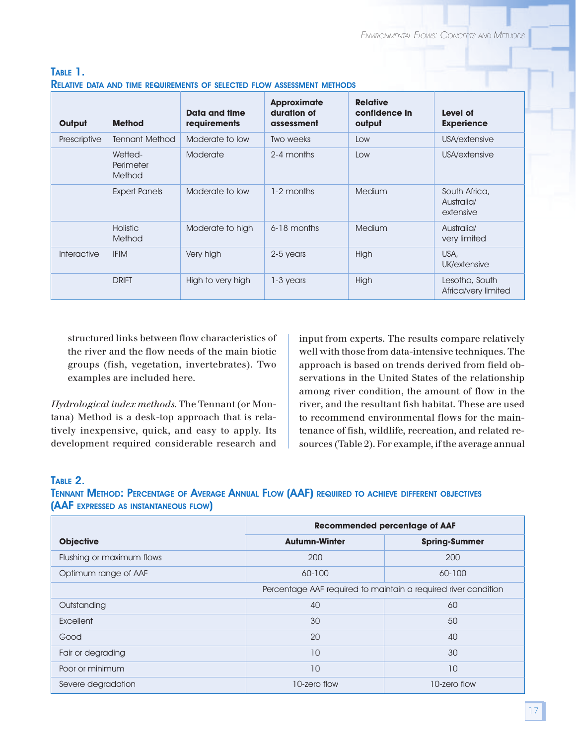**Table 1.**
**Relative data and time requirements of selected flow assessment methods**

| Output | Method | Data and time requirements | Approximate duration of assessment | Relative confidence in output | Level of Experience |
|---|---|---|---|---|---|
| Prescriptive | Tennant Method | Moderate to low | Two weeks | Low | USA/extensive |
| | Wetted-Perimeter Method | Moderate | 2-4 months | Low | USA/extensive |
| | Expert Panels | Moderate to low | 1-2 months | Medium | South Africa, Australia/ extensive |
| | Holistic Method | Moderate to high | 6-18 months | Medium | Australia/ very limited |
| Interactive | IFIM | Very high | 2-5 years | High | USA, UK/extensive |
| | DRIFT | High to very high | 1-3 years | High | Lesotho, South Africa/very limited |

structured links between flow characteristics of the river and the flow needs of the main biotic groups (fish, vegetation, invertebrates). Two examples are included here.

*Hydrological index methods.* The Tennant (or Montana) Method is a desk-top approach that is relatively inexpensive, quick, and easy to apply. Its development required considerable research and input from experts. The results compare relatively well with those from data-intensive techniques. The approach is based on trends derived from field observations in the United States of the relationship among river condition, the amount of flow in the river, and the resultant fish habitat. These are used to recommend environmental flows for the maintenance of fish, wildlife, recreation, and related resources (Table 2). For example, if the average annual

**Table 2.**
**Tennant Method: Percentage of Average Annual Flow (AAF) required to achieve different objectives (AAF expressed as instantaneous flow)**

| Objective | Recommended percentage of AAF | |
|---|---|---|
| | Autumn-Winter | Spring-Summer |
| Flushing or maximum flows | 200 | 200 |
| Optimum range of AAF | 60-100 | 60-100 |
| | Percentage AAF required to maintain a required river condition | |
| Outstanding | 40 | 60 |
| Excellent | 30 | 50 |
| Good | 20 | 40 |
| Fair or degrading | 10 | 30 |
| Poor or minimum | 10 | 10 |
| Severe degradation | 10-zero flow | 10-zero flow |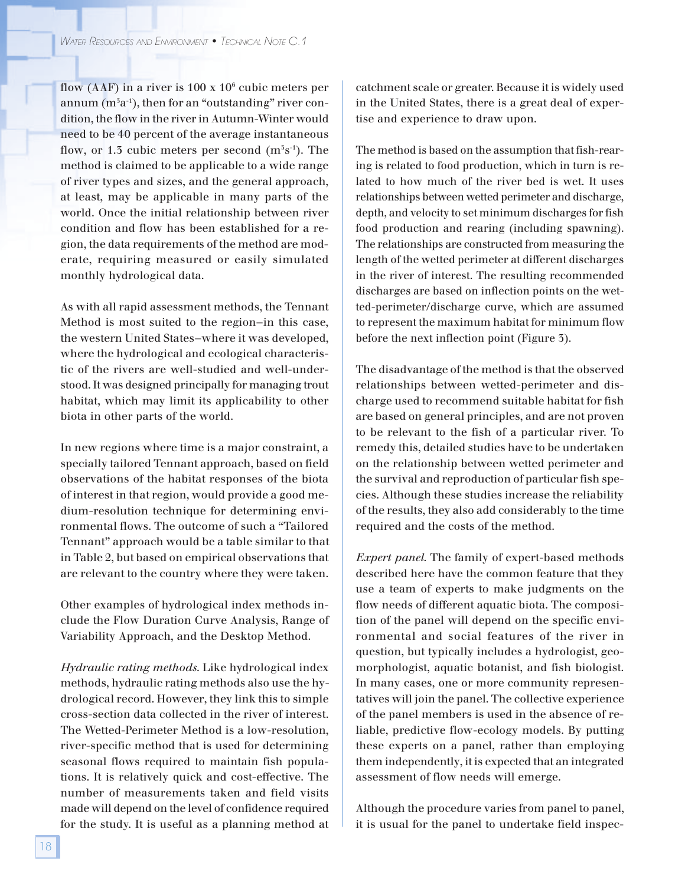flow (AAF) in a river is 100 x $10^6$ cubic meters per annum ($m^3a^{-1}$), then for an "outstanding" river condition, the flow in the river in Autumn-Winter would need to be 40 percent of the average instantaneous flow, or 1.3 cubic meters per second ($m^3s^{-1}$). The method is claimed to be applicable to a wide range of river types and sizes, and the general approach, at least, may be applicable in many parts of the world. Once the initial relationship between river condition and flow has been established for a region, the data requirements of the method are moderate, requiring measured or easily simulated monthly hydrological data.

As with all rapid assessment methods, the Tennant Method is most suited to the region–in this case, the western United States–where it was developed, where the hydrological and ecological characteristic of the rivers are well-studied and well-understood. It was designed principally for managing trout habitat, which may limit its applicability to other biota in other parts of the world.

In new regions where time is a major constraint, a specially tailored Tennant approach, based on field observations of the habitat responses of the biota of interest in that region, would provide a good medium-resolution technique for determining environmental flows. The outcome of such a "Tailored Tennant" approach would be a table similar to that in Table 2, but based on empirical observations that are relevant to the country where they were taken.

Other examples of hydrological index methods include the Flow Duration Curve Analysis, Range of Variability Approach, and the Desktop Method.

*Hydraulic rating methods.* Like hydrological index methods, hydraulic rating methods also use the hydrological record. However, they link this to simple cross-section data collected in the river of interest. The Wetted-Perimeter Method is a low-resolution, river-specific method that is used for determining seasonal flows required to maintain fish populations. It is relatively quick and cost-effective. The number of measurements taken and field visits made will depend on the level of confidence required for the study. It is useful as a planning method at catchment scale or greater. Because it is widely used in the United States, there is a great deal of expertise and experience to draw upon.

The method is based on the assumption that fish-rearing is related to food production, which in turn is related to how much of the river bed is wet. It uses relationships between wetted perimeter and discharge, depth, and velocity to set minimum discharges for fish food production and rearing (including spawning). The relationships are constructed from measuring the length of the wetted perimeter at different discharges in the river of interest. The resulting recommended discharges are based on inflection points on the wetted-perimeter/discharge curve, which are assumed to represent the maximum habitat for minimum flow before the next inflection point (Figure 3).

The disadvantage of the method is that the observed relationships between wetted-perimeter and discharge used to recommend suitable habitat for fish are based on general principles, and are not proven to be relevant to the fish of a particular river. To remedy this, detailed studies have to be undertaken on the relationship between wetted perimeter and the survival and reproduction of particular fish species. Although these studies increase the reliability of the results, they also add considerably to the time required and the costs of the method.

*Expert panel.* The family of expert-based methods described here have the common feature that they use a team of experts to make judgments on the flow needs of different aquatic biota. The composition of the panel will depend on the specific environmental and social features of the river in question, but typically includes a hydrologist, geomorphologist, aquatic botanist, and fish biologist. In many cases, one or more community representatives will join the panel. The collective experience of the panel members is used in the absence of reliable, predictive flow-ecology models. By putting these experts on a panel, rather than employing them independently, it is expected that an integrated assessment of flow needs will emerge.

Although the procedure varies from panel to panel, it is usual for the panel to undertake field inspec-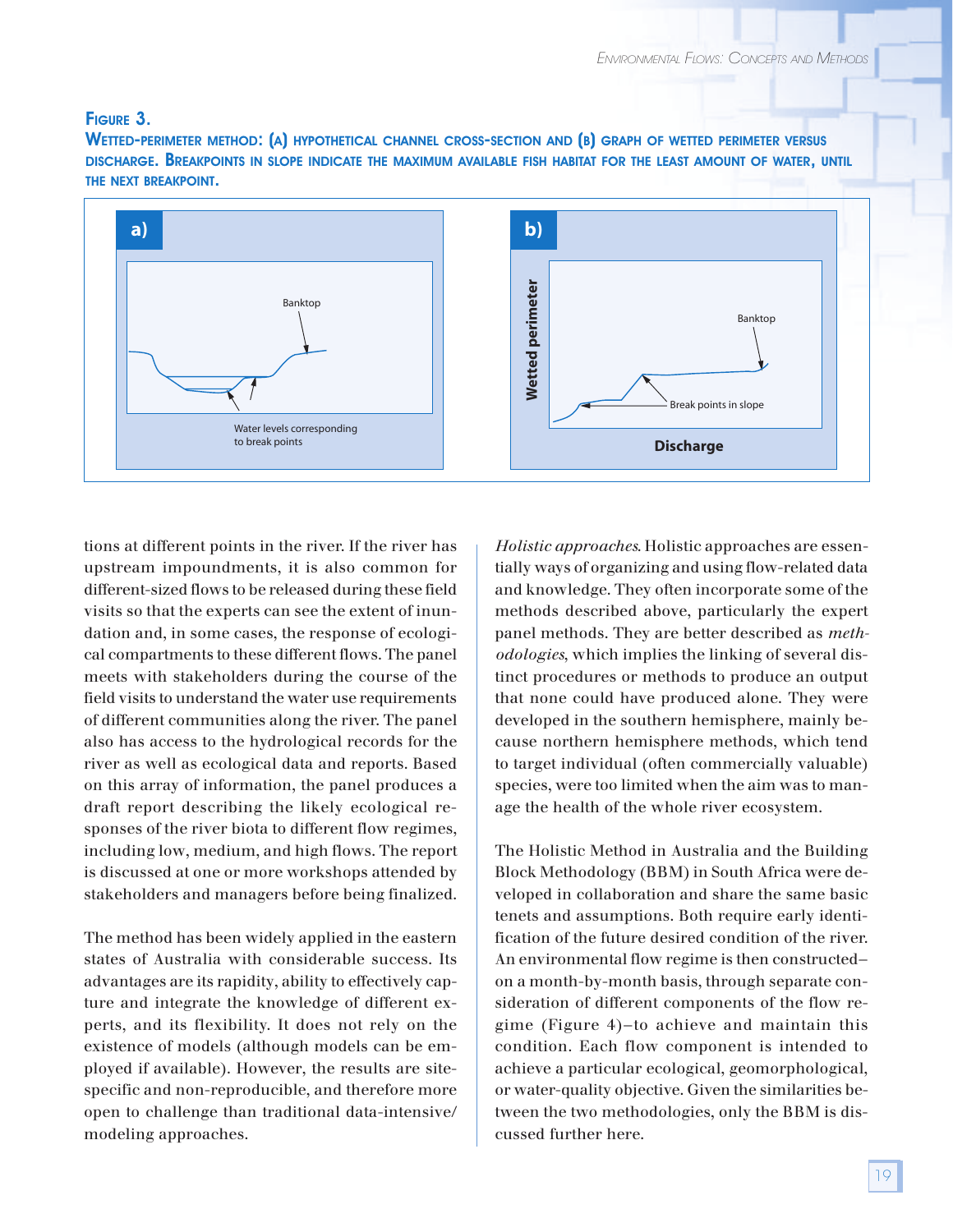**Figure 3.**
**Wetted-perimeter method: (a) hypothetical channel cross-section and (b) graph of wetted perimeter versus discharge. Breakpoints in slope indicate the maximum available fish habitat for the least amount of water, until the next breakpoint.**

tions at different points in the river. If the river has upstream impoundments, it is also common for different-sized flows to be released during these field visits so that the experts can see the extent of inundation and, in some cases, the response of ecological compartments to these different flows. The panel meets with stakeholders during the course of the field visits to understand the water use requirements of different communities along the river. The panel also has access to the hydrological records for the river as well as ecological data and reports. Based on this array of information, the panel produces a draft report describing the likely ecological responses of the river biota to different flow regimes, including low, medium, and high flows. The report is discussed at one or more workshops attended by stakeholders and managers before being finalized.

The method has been widely applied in the eastern states of Australia with considerable success. Its advantages are its rapidity, ability to effectively capture and integrate the knowledge of different experts, and its flexibility. It does not rely on the existence of models (although models can be employed if available). However, the results are site-specific and non-reproducible, and therefore more open to challenge than traditional data-intensive/modeling approaches.

*Holistic approaches*. Holistic approaches are essentially ways of organizing and using flow-related data and knowledge. They often incorporate some of the methods described above, particularly the expert panel methods. They are better described as *methodologies*, which implies the linking of several distinct procedures or methods to produce an output that none could have produced alone. They were developed in the southern hemisphere, mainly because northern hemisphere methods, which tend to target individual (often commercially valuable) species, were too limited when the aim was to manage the health of the whole river ecosystem.

The Holistic Method in Australia and the Building Block Methodology (BBM) in South Africa were developed in collaboration and share the same basic tenets and assumptions. Both require early identification of the future desired condition of the river. An environmental flow regime is then constructed–on a month-by-month basis, through separate consideration of different components of the flow regime (Figure 4)–to achieve and maintain this condition. Each flow component is intended to achieve a particular ecological, geomorphological, or water-quality objective. Given the similarities between the two methodologies, only the BBM is discussed further here.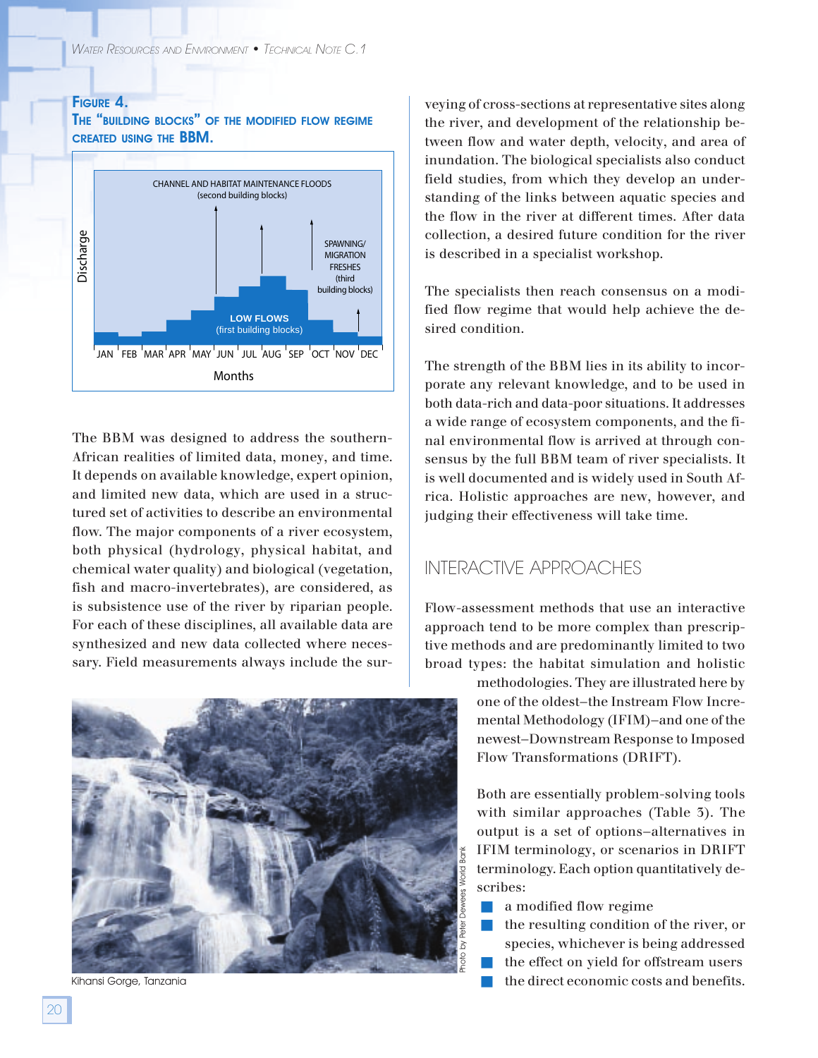**Figure 4.**
**The "building blocks" of the modified flow regime created using the BBM.**

The BBM was designed to address the southern-African realities of limited data, money, and time. It depends on available knowledge, expert opinion, and limited new data, which are used in a structured set of activities to describe an environmental flow. The major components of a river ecosystem, both physical (hydrology, physical habitat, and chemical water quality) and biological (vegetation, fish and macro-invertebrates), are considered, as is subsistence use of the river by riparian people. For each of these disciplines, all available data are synthesized and new data collected where necessary. Field measurements always include the surveying of cross-sections at representative sites along the river, and development of the relationship between flow and water depth, velocity, and area of inundation. The biological specialists also conduct field studies, from which they develop an understanding of the links between aquatic species and the flow in the river at different times. After data collection, a desired future condition for the river is described in a specialist workshop.

The specialists then reach consensus on a modified flow regime that would help achieve the desired condition.

The strength of the BBM lies in its ability to incorporate any relevant knowledge, and to be used in both data-rich and data-poor situations. It addresses a wide range of ecosystem components, and the final environmental flow is arrived at through consensus by the full BBM team of river specialists. It is well documented and is widely used in South Africa. Holistic approaches are new, however, and judging their effectiveness will take time.

## INTERACTIVE APPROACHES

Flow-assessment methods that use an interactive approach tend to be more complex than prescriptive methods and are predominantly limited to two broad types: the habitat simulation and holistic methodologies. They are illustrated here by one of the oldest–the Instream Flow Incremental Methodology (IFIM)–and one of the newest–Downstream Response to Imposed Flow Transformations (DRIFT).

Both are essentially problem-solving tools with similar approaches (Table 3). The output is a set of options–alternatives in IFIM terminology, or scenarios in DRIFT terminology. Each option quantitatively describes:

- a modified flow regime
- the resulting condition of the river, or species, whichever is being addressed
- the effect on yield for offstream users
- the direct economic costs and benefits.

Kihansi Gorge, Tanzania

Photo by Peter Dewees World Bank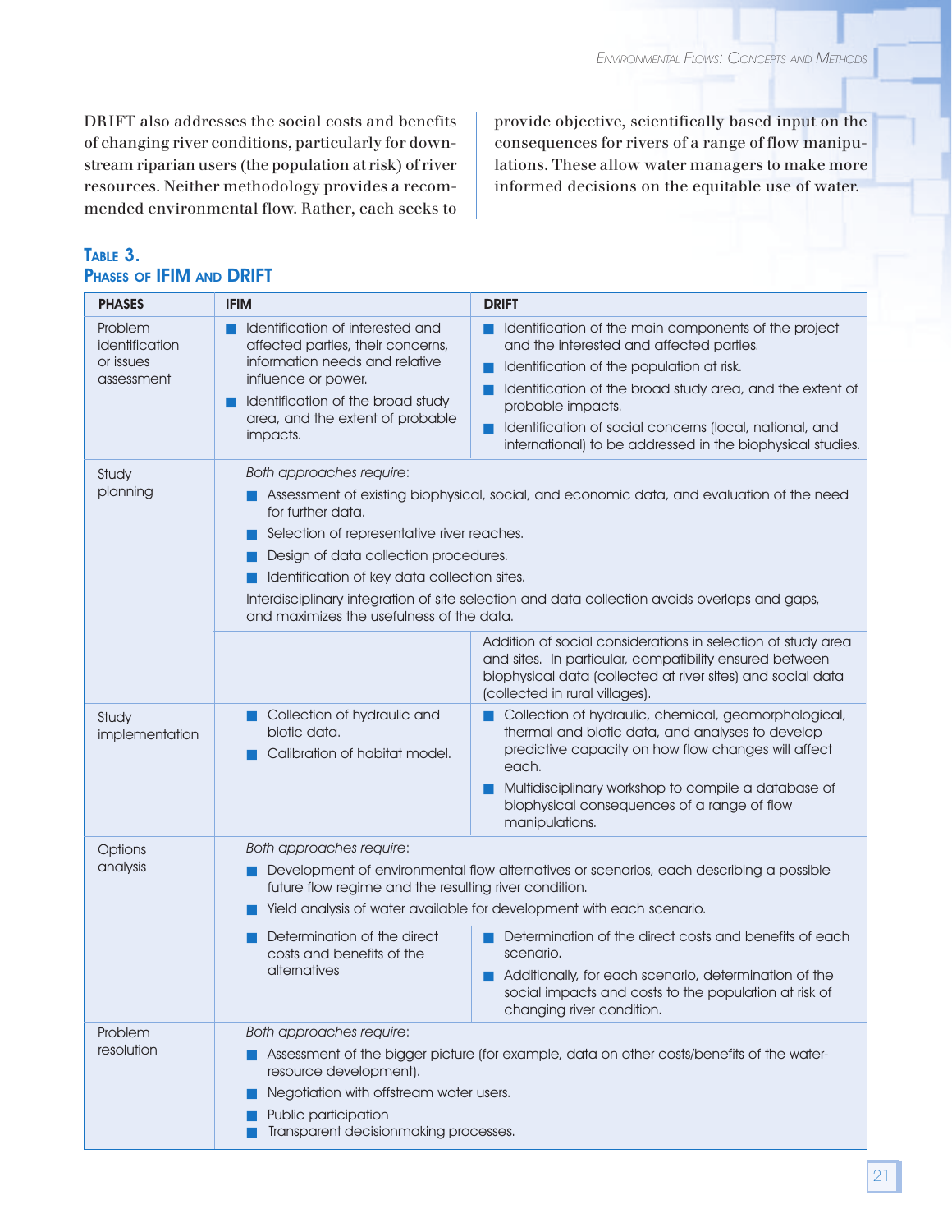DRIFT also addresses the social costs and benefits of changing river conditions, particularly for downstream riparian users (the population at risk) of river resources. Neither methodology provides a recommended environmental flow. Rather, each seeks to provide objective, scientifically based input on the consequences for rivers of a range of flow manipulations. These allow water managers to make more informed decisions on the equitable use of water.

### Table 3.
### Phases of IFIM and DRIFT

| PHASES | IFIM | DRIFT |
|---|---|---|
| Problem identification or issues assessment | ■ Identification of interested and affected parties, their concerns, information needs and relative influence or power.<br>■ Identification of the broad study area, and the extent of probable impacts. | ■ Identification of the main components of the project and the interested and affected parties.<br>■ Identification of the population at risk.<br>■ Identification of the broad study area, and the extent of probable impacts.<br>■ Identification of social concerns (local, national, and international) to be addressed in the biophysical studies. |
| Study planning | *Both approaches require*:<br>■ Assessment of existing biophysical, social, and economic data, and evaluation of the need for further data.<br>■ Selection of representative river reaches.<br>■ Design of data collection procedures.<br>■ Identification of key data collection sites.<br>Interdisciplinary integration of site selection and data collection avoids overlaps and gaps, and maximizes the usefulness of the data. | |
| | | Addition of social considerations in selection of study area and sites. In particular, compatibility ensured between biophysical data (collected at river sites) and social data (collected in rural villages). |
| Study implementation | ■ Collection of hydraulic and biotic data.<br>■ Calibration of habitat model. | ■ Collection of hydraulic, chemical, geomorphological, thermal and biotic data, and analyses to develop predictive capacity on how flow changes will affect each.<br>■ Multidisciplinary workshop to compile a database of biophysical consequences of a range of flow manipulations. |
| Options analysis | *Both approaches require*:<br>■ Development of environmental flow alternatives or scenarios, each describing a possible future flow regime and the resulting river condition.<br>■ Yield analysis of water available for development with each scenario. | |
| | ■ Determination of the direct costs and benefits of the alternatives | ■ Determination of the direct costs and benefits of each scenario.<br>■ Additionally, for each scenario, determination of the social impacts and costs to the population at risk of changing river condition. |
| Problem resolution | *Both approaches require*:<br>■ Assessment of the bigger picture (for example, data on other costs/benefits of the water-resource development).<br>■ Negotiation with offstream water users.<br>■ Public participation<br>■ Transparent decisionmaking processes. | |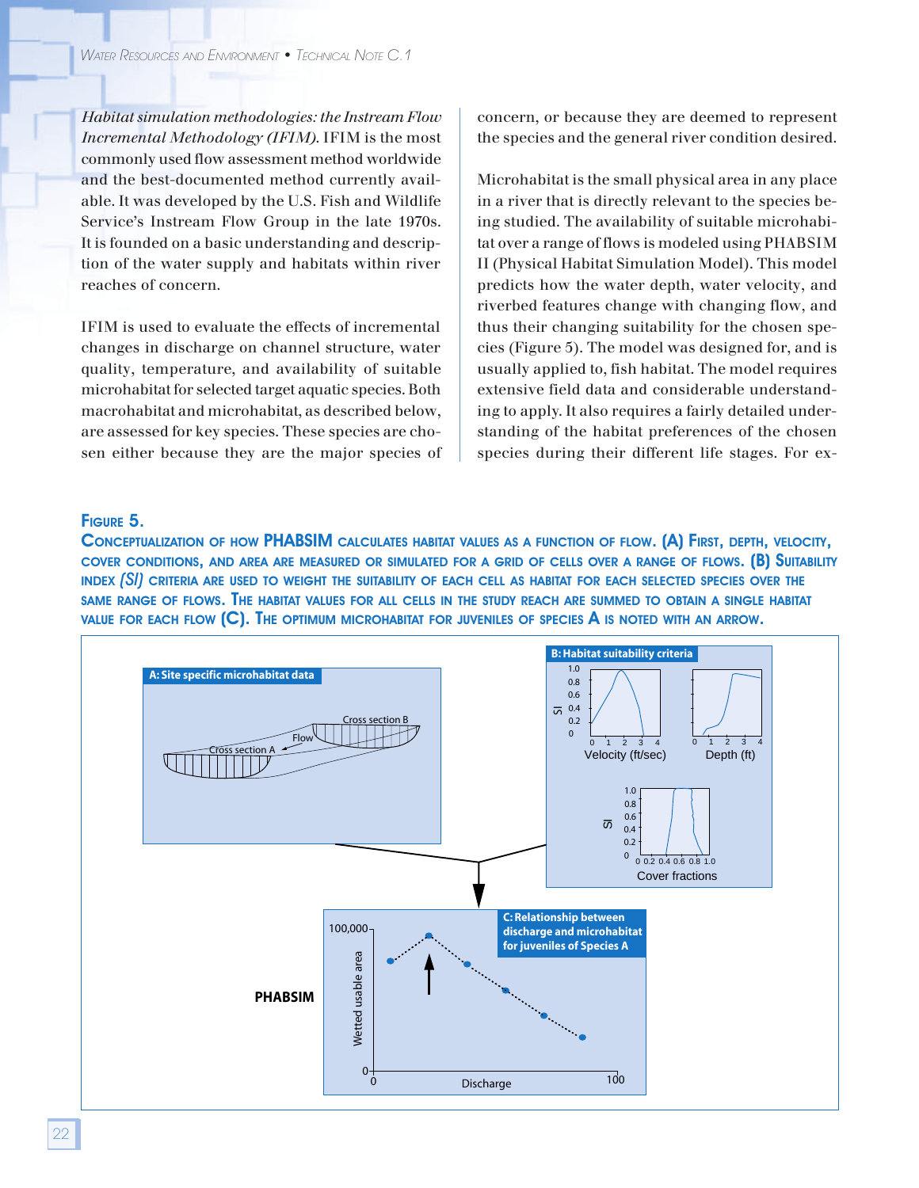*Habitat simulation methodologies: the Instream Flow Incremental Methodology (IFIM).* IFIM is the most commonly used flow assessment method worldwide and the best-documented method currently available. It was developed by the U.S. Fish and Wildlife Service's Instream Flow Group in the late 1970s. It is founded on a basic understanding and description of the water supply and habitats within river reaches of concern.

IFIM is used to evaluate the effects of incremental changes in discharge on channel structure, water quality, temperature, and availability of suitable microhabitat for selected target aquatic species. Both macrohabitat and microhabitat, as described below, are assessed for key species. These species are chosen either because they are the major species of concern, or because they are deemed to represent the species and the general river condition desired.

Microhabitat is the small physical area in any place in a river that is directly relevant to the species being studied. The availability of suitable microhabitat over a range of flows is modeled using PHABSIM II (Physical Habitat Simulation Model). This model predicts how the water depth, water velocity, and riverbed features change with changing flow, and thus their changing suitability for the chosen species (Figure 5). The model was designed for, and is usually applied to, fish habitat. The model requires extensive field data and considerable understanding to apply. It also requires a fairly detailed understanding of the habitat preferences of the chosen species during their different life stages. For ex-

**Figure 5.**

**Conceptualization of how PHABSIM calculates habitat values as a function of flow. (A) First, depth, velocity, cover conditions, and area are measured or simulated for a grid of cells over a range of flows. (B) Suitability index *(SI)* criteria are used to weight the suitability of each cell as habitat for each selected species over the same range of flows. The habitat values for all cells in the study reach are summed to obtain a single habitat value for each flow (C). The optimum microhabitat for juveniles of species A is noted with an arrow.**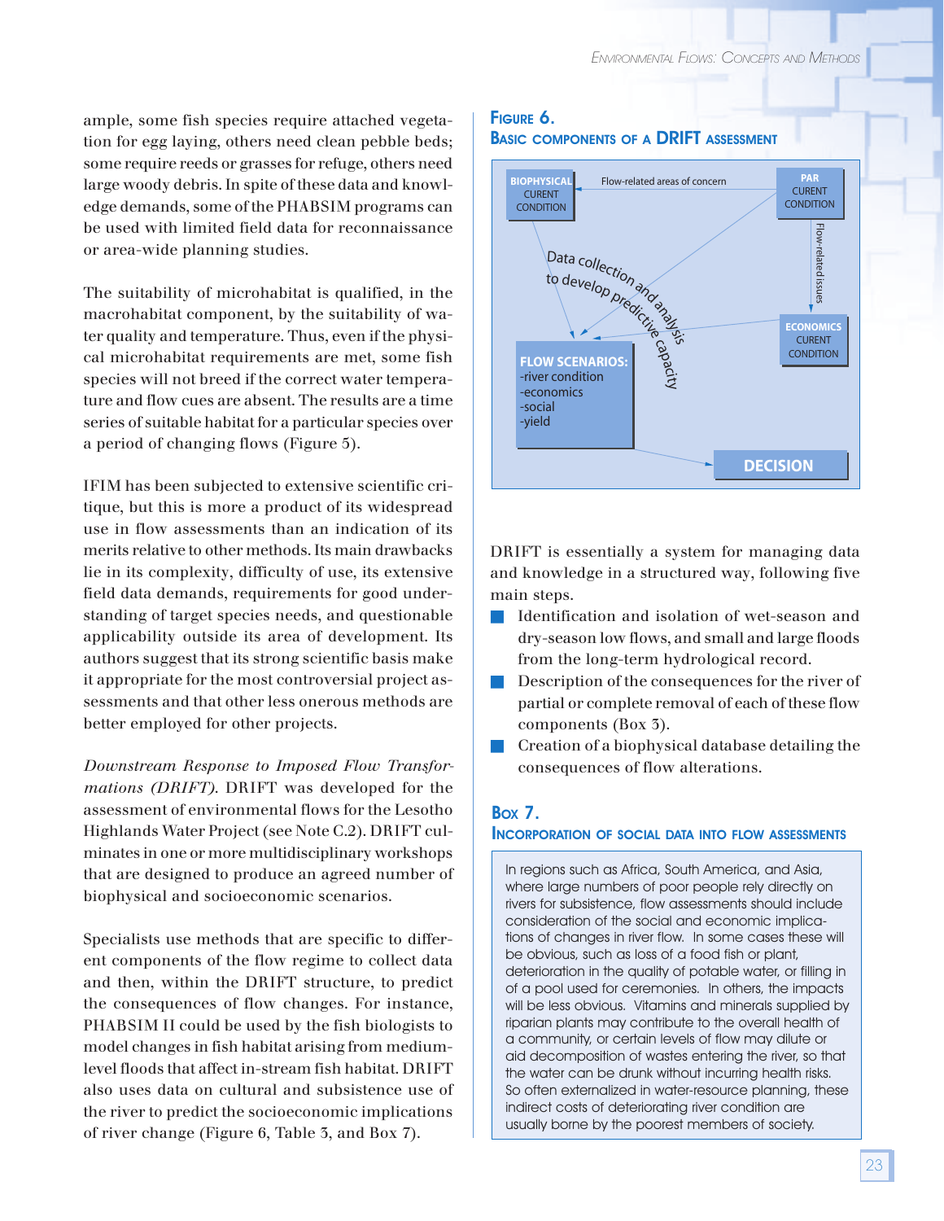ample, some fish species require attached vegetation for egg laying, others need clean pebble beds; some require reeds or grasses for refuge, others need large woody debris. In spite of these data and knowledge demands, some of the PHABSIM programs can be used with limited field data for reconnaissance or area-wide planning studies.

The suitability of microhabitat is qualified, in the macrohabitat component, by the suitability of water quality and temperature. Thus, even if the physical microhabitat requirements are met, some fish species will not breed if the correct water temperature and flow cues are absent. The results are a time series of suitable habitat for a particular species over a period of changing flows (Figure 5).

IFIM has been subjected to extensive scientific critique, but this is more a product of its widespread use in flow assessments than an indication of its merits relative to other methods. Its main drawbacks lie in its complexity, difficulty of use, its extensive field data demands, requirements for good understanding of target species needs, and questionable applicability outside its area of development. Its authors suggest that its strong scientific basis make it appropriate for the most controversial project assessments and that other less onerous methods are better employed for other projects.

*Downstream Response to Imposed Flow Transformations (DRIFT).* DRIFT was developed for the assessment of environmental flows for the Lesotho Highlands Water Project (see Note C.2). DRIFT culminates in one or more multidisciplinary workshops that are designed to produce an agreed number of biophysical and socioeconomic scenarios.

Specialists use methods that are specific to different components of the flow regime to collect data and then, within the DRIFT structure, to predict the consequences of flow changes. For instance, PHABSIM II could be used by the fish biologists to model changes in fish habitat arising from medium-level floods that affect in-stream fish habitat. DRIFT also uses data on cultural and subsistence use of the river to predict the socioeconomic implications of river change (Figure 6, Table 3, and Box 7).

**Figure 6.**
**Basic components of a DRIFT assessment**

BIOPHYSICAL CURENT CONDITION
Flow-related areas of concern
PAR CURENT CONDITION
Flow-related issues
Data collection and analysis to develop predictive capacity
ECONOMICS CURENT CONDITION
FLOW SCENARIOS:
-river condition
-economics
-social
-yield
DECISION

DRIFT is essentially a system for managing data and knowledge in a structured way, following five main steps.

- Identification and isolation of wet-season and dry-season low flows, and small and large floods from the long-term hydrological record.
- Description of the consequences for the river of partial or complete removal of each of these flow components (Box 3).
- Creation of a biophysical database detailing the consequences of flow alterations.

**Box 7.**
**Incorporation of social data into flow assessments**

In regions such as Africa, South America, and Asia, where large numbers of poor people rely directly on rivers for subsistence, flow assessments should include consideration of the social and economic implications of changes in river flow. In some cases these will be obvious, such as loss of a food fish or plant, deterioration in the quality of potable water, or filling in of a pool used for ceremonies. In others, the impacts will be less obvious. Vitamins and minerals supplied by riparian plants may contribute to the overall health of a community, or certain levels of flow may dilute or aid decomposition of wastes entering the river, so that the water can be drunk without incurring health risks. So often externalized in water-resource planning, these indirect costs of deteriorating river condition are usually borne by the poorest members of society.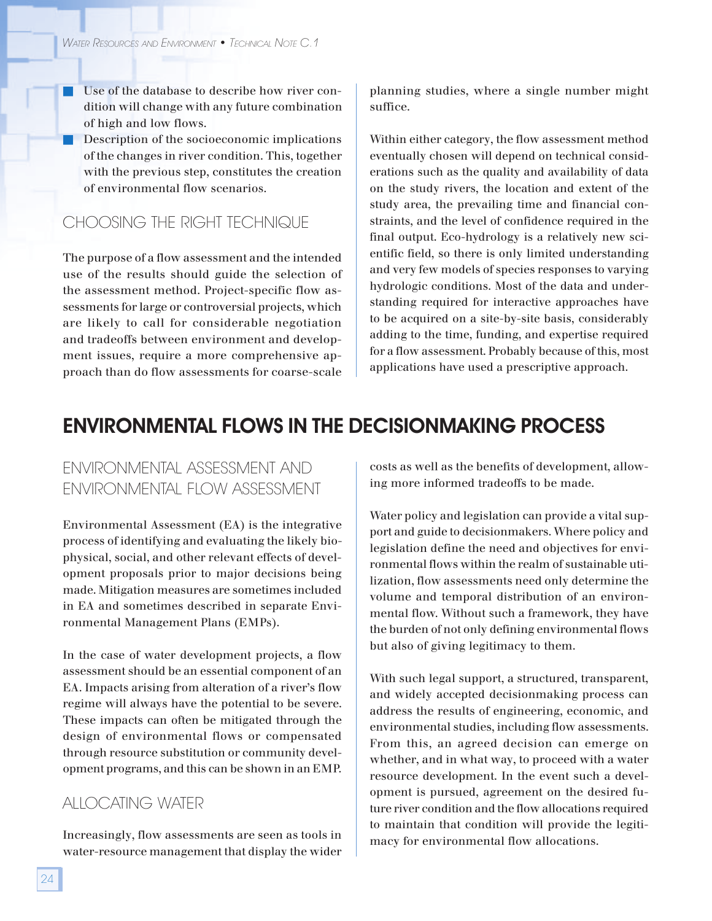- Use of the database to describe how river condition will change with any future combination of high and low flows.
- Description of the socioeconomic implications of the changes in river condition. This, together with the previous step, constitutes the creation of environmental flow scenarios.

### CHOOSING THE RIGHT TECHNIQUE

The purpose of a flow assessment and the intended use of the results should guide the selection of the assessment method. Project-specific flow assessments for large or controversial projects, which are likely to call for considerable negotiation and tradeoffs between environment and development issues, require a more comprehensive approach than do flow assessments for coarse-scale planning studies, where a single number might suffice.

Within either category, the flow assessment method eventually chosen will depend on technical considerations such as the quality and availability of data on the study rivers, the location and extent of the study area, the prevailing time and financial constraints, and the level of confidence required in the final output. Eco-hydrology is a relatively new scientific field, so there is only limited understanding and very few models of species responses to varying hydrologic conditions. Most of the data and understanding required for interactive approaches have to be acquired on a site-by-site basis, considerably adding to the time, funding, and expertise required for a flow assessment. Probably because of this, most applications have used a prescriptive approach.

## ENVIRONMENTAL FLOWS IN THE DECISIONMAKING PROCESS

### ENVIRONMENTAL ASSESSMENT AND ENVIRONMENTAL FLOW ASSESSMENT

Environmental Assessment (EA) is the integrative process of identifying and evaluating the likely biophysical, social, and other relevant effects of development proposals prior to major decisions being made. Mitigation measures are sometimes included in EA and sometimes described in separate Environmental Management Plans (EMPs).

In the case of water development projects, a flow assessment should be an essential component of an EA. Impacts arising from alteration of a river's flow regime will always have the potential to be severe. These impacts can often be mitigated through the design of environmental flows or compensated through resource substitution or community development programs, and this can be shown in an EMP.

### ALLOCATING WATER

Increasingly, flow assessments are seen as tools in water-resource management that display the wider costs as well as the benefits of development, allowing more informed tradeoffs to be made.

Water policy and legislation can provide a vital support and guide to decisionmakers. Where policy and legislation define the need and objectives for environmental flows within the realm of sustainable utilization, flow assessments need only determine the volume and temporal distribution of an environmental flow. Without such a framework, they have the burden of not only defining environmental flows but also of giving legitimacy to them.

With such legal support, a structured, transparent, and widely accepted decisionmaking process can address the results of engineering, economic, and environmental studies, including flow assessments. From this, an agreed decision can emerge on whether, and in what way, to proceed with a water resource development. In the event such a development is pursued, agreement on the desired future river condition and the flow allocations required to maintain that condition will provide the legitimacy for environmental flow allocations.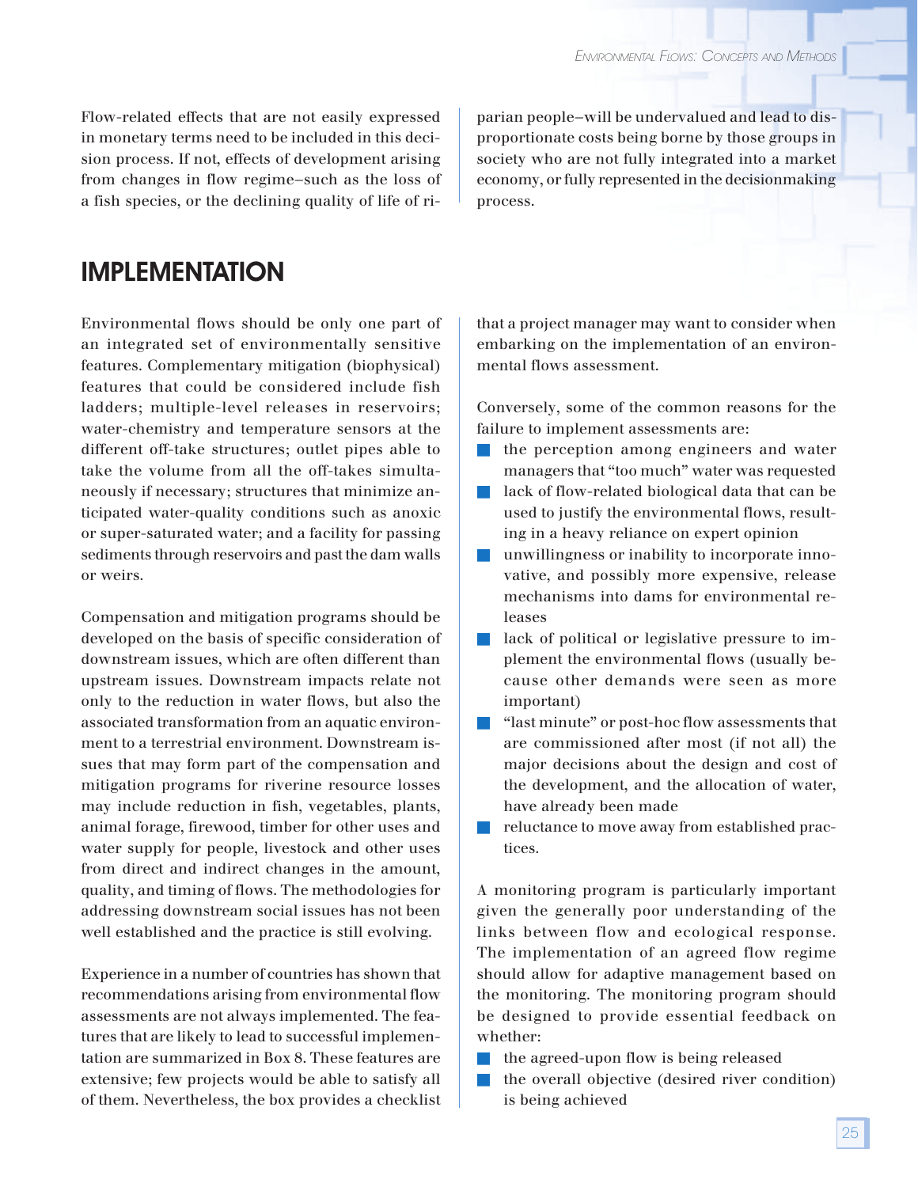Flow-related effects that are not easily expressed in monetary terms need to be included in this decision process. If not, effects of development arising from changes in flow regime–such as the loss of a fish species, or the declining quality of life of riparian people–will be undervalued and lead to disproportionate costs being borne by those groups in society who are not fully integrated into a market economy, or fully represented in the decisionmaking process.

## IMPLEMENTATION

Environmental flows should be only one part of an integrated set of environmentally sensitive features. Complementary mitigation (biophysical) features that could be considered include fish ladders; multiple-level releases in reservoirs; water-chemistry and temperature sensors at the different off-take structures; outlet pipes able to take the volume from all the off-takes simultaneously if necessary; structures that minimize anticipated water-quality conditions such as anoxic or super-saturated water; and a facility for passing sediments through reservoirs and past the dam walls or weirs.

Compensation and mitigation programs should be developed on the basis of specific consideration of downstream issues, which are often different than upstream issues. Downstream impacts relate not only to the reduction in water flows, but also the associated transformation from an aquatic environment to a terrestrial environment. Downstream issues that may form part of the compensation and mitigation programs for riverine resource losses may include reduction in fish, vegetables, plants, animal forage, firewood, timber for other uses and water supply for people, livestock and other uses from direct and indirect changes in the amount, quality, and timing of flows. The methodologies for addressing downstream social issues has not been well established and the practice is still evolving.

Experience in a number of countries has shown that recommendations arising from environmental flow assessments are not always implemented. The features that are likely to lead to successful implementation are summarized in Box 8. These features are extensive; few projects would be able to satisfy all of them. Nevertheless, the box provides a checklist that a project manager may want to consider when embarking on the implementation of an environmental flows assessment.

Conversely, some of the common reasons for the failure to implement assessments are:

- the perception among engineers and water managers that "too much" water was requested
- lack of flow-related biological data that can be used to justify the environmental flows, resulting in a heavy reliance on expert opinion
- unwillingness or inability to incorporate innovative, and possibly more expensive, release mechanisms into dams for environmental releases
- lack of political or legislative pressure to implement the environmental flows (usually because other demands were seen as more important)
- "last minute" or post-hoc flow assessments that are commissioned after most (if not all) the major decisions about the design and cost of the development, and the allocation of water, have already been made
- reluctance to move away from established practices.

A monitoring program is particularly important given the generally poor understanding of the links between flow and ecological response. The implementation of an agreed flow regime should allow for adaptive management based on the monitoring. The monitoring program should be designed to provide essential feedback on whether:

- the agreed-upon flow is being released
- the overall objective (desired river condition) is being achieved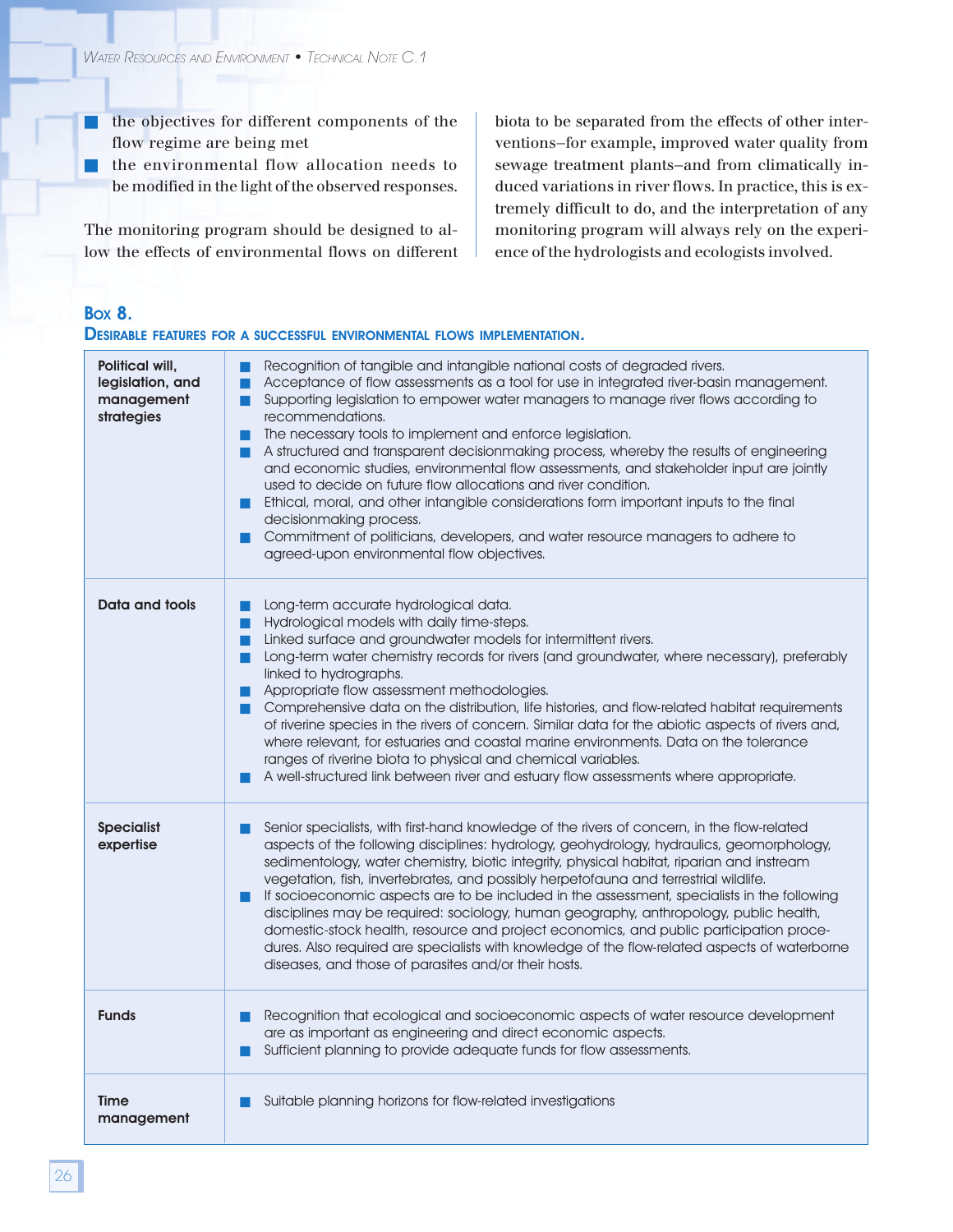- the objectives for different components of the flow regime are being met
- the environmental flow allocation needs to be modified in the light of the observed responses.

The monitoring program should be designed to allow the effects of environmental flows on different biota to be separated from the effects of other interventions–for example, improved water quality from sewage treatment plants–and from climatically induced variations in river flows. In practice, this is extremely difficult to do, and the interpretation of any monitoring program will always rely on the experience of the hydrologists and ecologists involved.

### Box 8.
**Desirable features for a successful environmental flows implementation.**

| | |
|---|---|
| **Political will, legislation, and management strategies** | ■ Recognition of tangible and intangible national costs of degraded rivers.<br>■ Acceptance of flow assessments as a tool for use in integrated river-basin management.<br>■ Supporting legislation to empower water managers to manage river flows according to recommendations.<br>■ The necessary tools to implement and enforce legislation.<br>■ A structured and transparent decisionmaking process, whereby the results of engineering and economic studies, environmental flow assessments, and stakeholder input are jointly used to decide on future flow allocations and river condition.<br>■ Ethical, moral, and other intangible considerations form important inputs to the final decisionmaking process.<br>■ Commitment of politicians, developers, and water resource managers to adhere to agreed-upon environmental flow objectives. |
| **Data and tools** | ■ Long-term accurate hydrological data.<br>■ Hydrological models with daily time-steps.<br>■ Linked surface and groundwater models for intermittent rivers.<br>■ Long-term water chemistry records for rivers (and groundwater, where necessary), preferably linked to hydrographs.<br>■ Appropriate flow assessment methodologies.<br>■ Comprehensive data on the distribution, life histories, and flow-related habitat requirements of riverine species in the rivers of concern. Similar data for the abiotic aspects of rivers and, where relevant, for estuaries and coastal marine environments. Data on the tolerance ranges of riverine biota to physical and chemical variables.<br>■ A well-structured link between river and estuary flow assessments where appropriate. |
| **Specialist expertise** | ■ Senior specialists, with first-hand knowledge of the rivers of concern, in the flow-related aspects of the following disciplines: hydrology, geohydrology, hydraulics, geomorphology, sedimentology, water chemistry, biotic integrity, physical habitat, riparian and instream vegetation, fish, invertebrates, and possibly herpetofauna and terrestrial wildlife.<br>■ If socioeconomic aspects are to be included in the assessment, specialists in the following disciplines may be required: sociology, human geography, anthropology, public health, domestic-stock health, resource and project economics, and public participation procedures. Also required are specialists with knowledge of the flow-related aspects of waterborne diseases, and those of parasites and/or their hosts. |
| **Funds** | ■ Recognition that ecological and socioeconomic aspects of water resource development are as important as engineering and direct economic aspects.<br>■ Sufficient planning to provide adequate funds for flow assessments. |
| **Time management** | ■ Suitable planning horizons for flow-related investigations |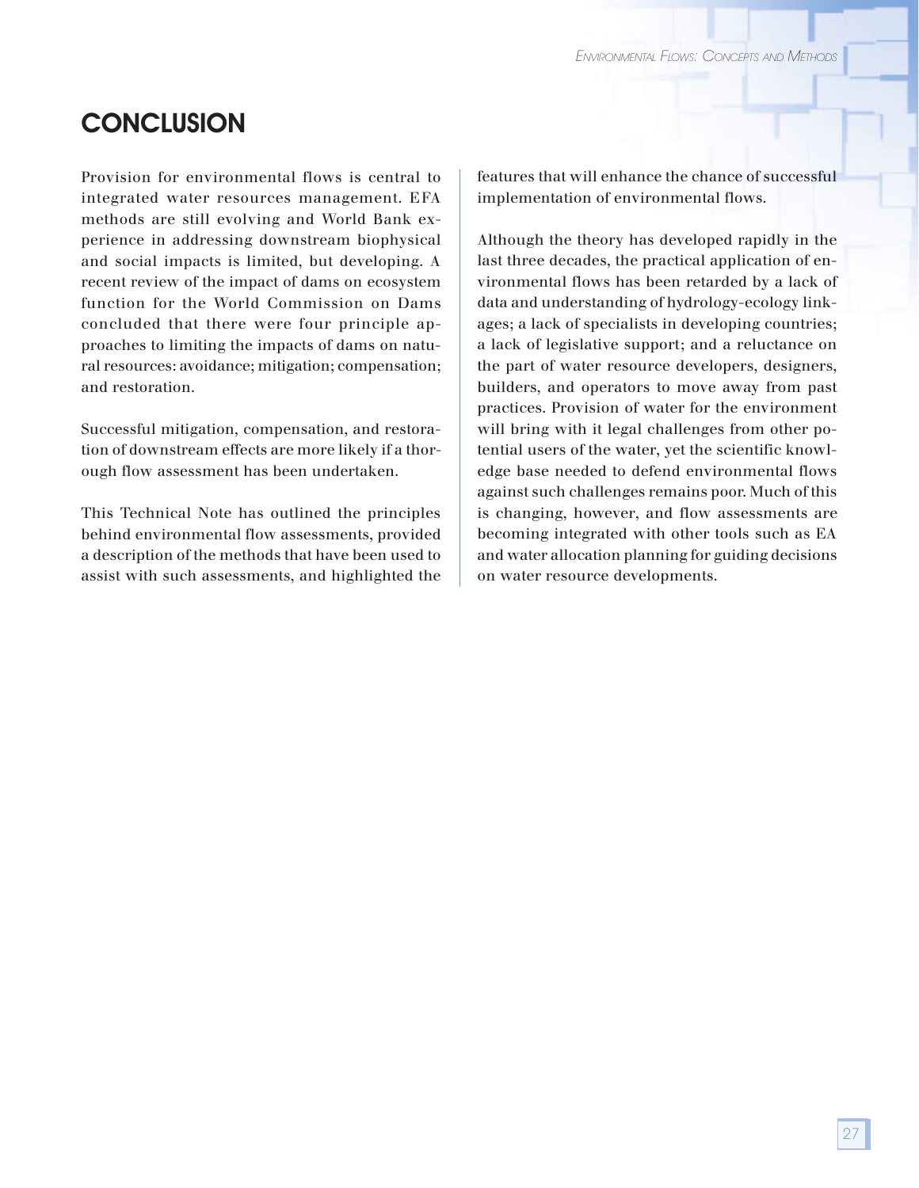# CONCLUSION

Provision for environmental flows is central to integrated water resources management. EFA methods are still evolving and World Bank experience in addressing downstream biophysical and social impacts is limited, but developing. A recent review of the impact of dams on ecosystem function for the World Commission on Dams concluded that there were four principle approaches to limiting the impacts of dams on natural resources: avoidance; mitigation; compensation; and restoration.

Successful mitigation, compensation, and restoration of downstream effects are more likely if a thorough flow assessment has been undertaken.

This Technical Note has outlined the principles behind environmental flow assessments, provided a description of the methods that have been used to assist with such assessments, and highlighted the features that will enhance the chance of successful implementation of environmental flows.

Although the theory has developed rapidly in the last three decades, the practical application of environmental flows has been retarded by a lack of data and understanding of hydrology-ecology linkages; a lack of specialists in developing countries; a lack of legislative support; and a reluctance on the part of water resource developers, designers, builders, and operators to move away from past practices. Provision of water for the environment will bring with it legal challenges from other potential users of the water, yet the scientific knowledge base needed to defend environmental flows against such challenges remains poor. Much of this is changing, however, and flow assessments are becoming integrated with other tools such as EA and water allocation planning for guiding decisions on water resource developments.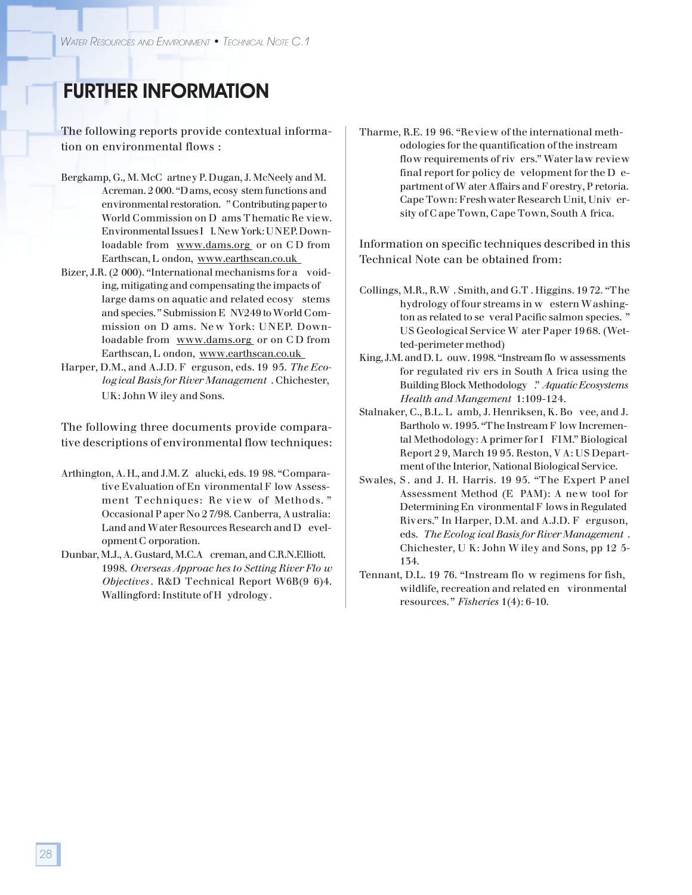# FURTHER INFORMATION

The following reports provide contextual information on environmental flows :

Bergkamp, G., M. McCartney P. Dugan, J. McNeely and M. Acreman. 2000. "Dams, ecosystem functions and environmental restoration." Contributing paper to World Commission on Dams Thematic Review. Environmental Issues II. New York: UNEP. Downloadable from www.dams.org or on CD from Earthscan, London, www.earthscan.co.uk

Bizer, J.R. (2000). "International mechanisms for avoiding, mitigating and compensating the impacts of large dams on aquatic and related ecosystems and species." Submission ENV249 to World Commission on Dams. New York: UNEP. Downloadable from www.dams.org or on CD from Earthscan, London, www.earthscan.co.uk

Harper, D.M., and A.J.D. Ferguson, eds. 1995. *The Ecological Basis for River Management*. Chichester, UK: John Wiley and Sons.

The following three documents provide comparative descriptions of environmental flow techniques:

Arthington, A. H., and J.M. Zalucki, eds. 1998. "Comparative Evaluation of Environmental Flow Assessment Techniques: Review of Methods." Occasional Paper No 27/98. Canberra, Australia: Land and Water Resources Research and Development Corporation.

Dunbar, M.J., A. Gustard, M.C.Acreman, and C.R.N.Elliott. 1998. *Overseas Approaches to Setting River Flow Objectives*. R&D Technical Report W6B(96)4. Wallingford: Institute of Hydrology.

Tharme, R.E. 1996. "Review of the international methodologies for the quantification of the instream flow requirements of rivers." Water law review final report for policy development for the Department of Water Affairs and Forestry, Pretoria. Cape Town: Freshwater Research Unit, University of Cape Town, Cape Town, South Africa.

Information on specific techniques described in this Technical Note can be obtained from:

Collings, M.R., R.W. Smith, and G.T. Higgins. 1972. "The hydrology of four streams in western Washington as related to several Pacific salmon species." US Geological Service Water Paper 1968. (Wetted-perimeter method)

King, J.M. and D. Louw. 1998. "Instream flow assessments for regulated rivers in South Africa using the Building Block Methodology." *Aquatic Ecosystems Health and Mangement* 1:109-124.

Stalnaker, C., B.L. Lamb, J. Henriksen, K. Bovee, and J. Bartholow. 1995. "The Instream Flow Incremental Methodology: A primer for IFIM." Biological Report 29, March 1995. Reston, VA: US Department of the Interior, National Biological Service.

Swales, S. and J. H. Harris. 1995. "The Expert Panel Assessment Method (EPAM): A new tool for Determining Environmental Flows in Regulated Rivers." In Harper, D.M. and A.J.D. Ferguson, eds. *The Ecological Basis for River Management*. Chichester, UK: John Wiley and Sons, pp 125-134.

Tennant, D.L. 1976. "Instream flow regimens for fish, wildlife, recreation and related environmental resources." *Fisheries* 1(4): 6-10.